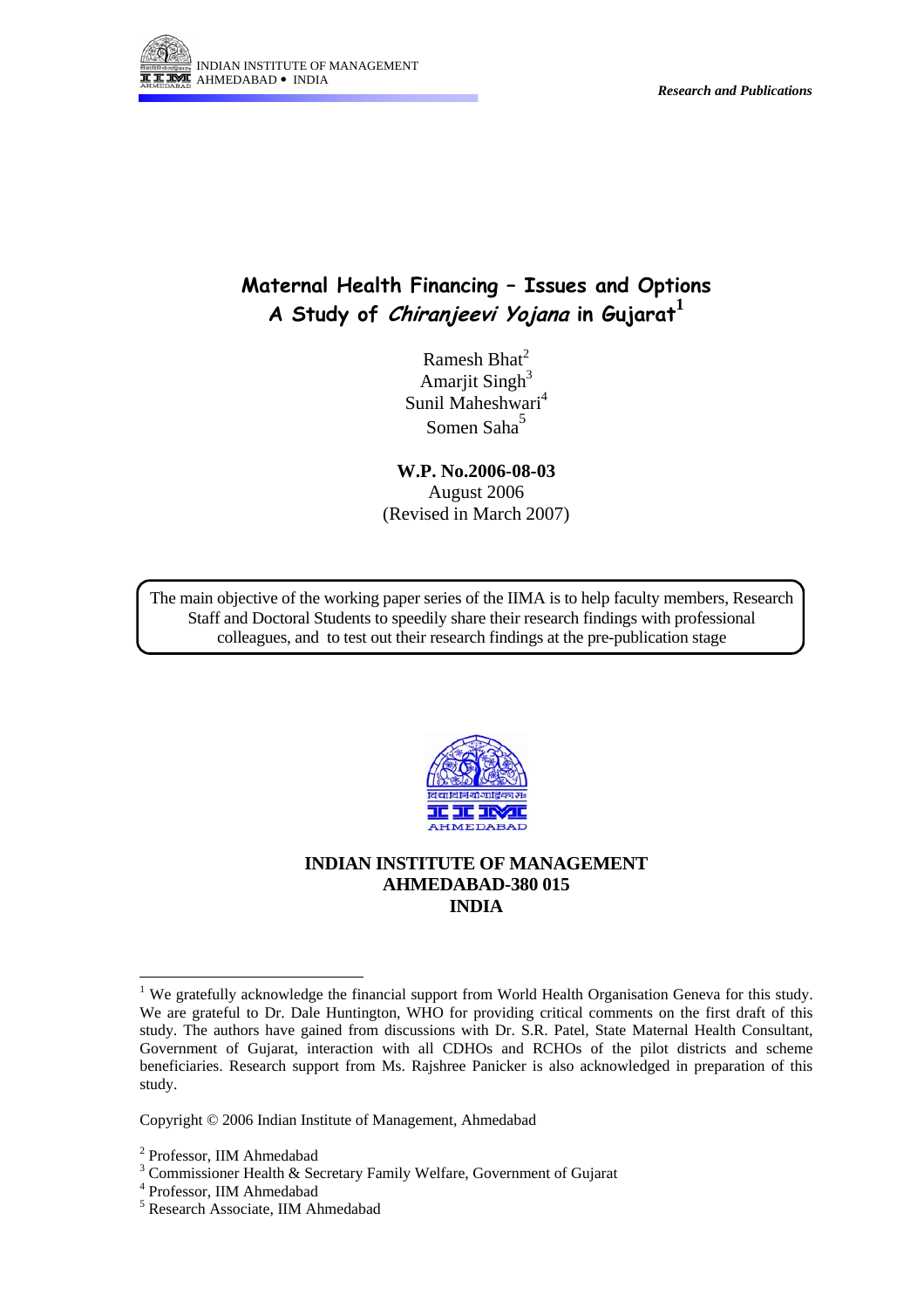INDIAN INSTITUTE OF MANAGEMENT
AHMEDABAD • INDIA

*Research and Publications*

# Maternal Health Financing – Issues and Options
# A Study of *Chiranjeevi Yojana* in Gujarat[1]

Ramesh Bhat[2]
Amarjit Singh[3]
Sunil Maheshwari[4]
Somen Saha[5]

**W.P. No.2006-08-03**
August 2006
(Revised in March 2007)

The main objective of the working paper series of the IIMA is to help faculty members, Research Staff and Doctoral Students to speedily share their research findings with professional colleagues, and to test out their research findings at the pre-publication stage

**INDIAN INSTITUTE OF MANAGEMENT**
**AHMEDABAD-380 015**
**INDIA**

---

[1] We gratefully acknowledge the financial support from World Health Organisation Geneva for this study. We are grateful to Dr. Dale Huntington, WHO for providing critical comments on the first draft of this study. The authors have gained from discussions with Dr. S.R. Patel, State Maternal Health Consultant, Government of Gujarat, interaction with all CDHOs and RCHOs of the pilot districts and scheme beneficiaries. Research support from Ms. Rajshree Panicker is also acknowledged in preparation of this study.

Copyright © 2006 Indian Institute of Management, Ahmedabad

[2] Professor, IIM Ahmedabad
[3] Commissioner Health & Secretary Family Welfare, Government of Gujarat
[4] Professor, IIM Ahmedabad
[5] Research Associate, IIM Ahmedabad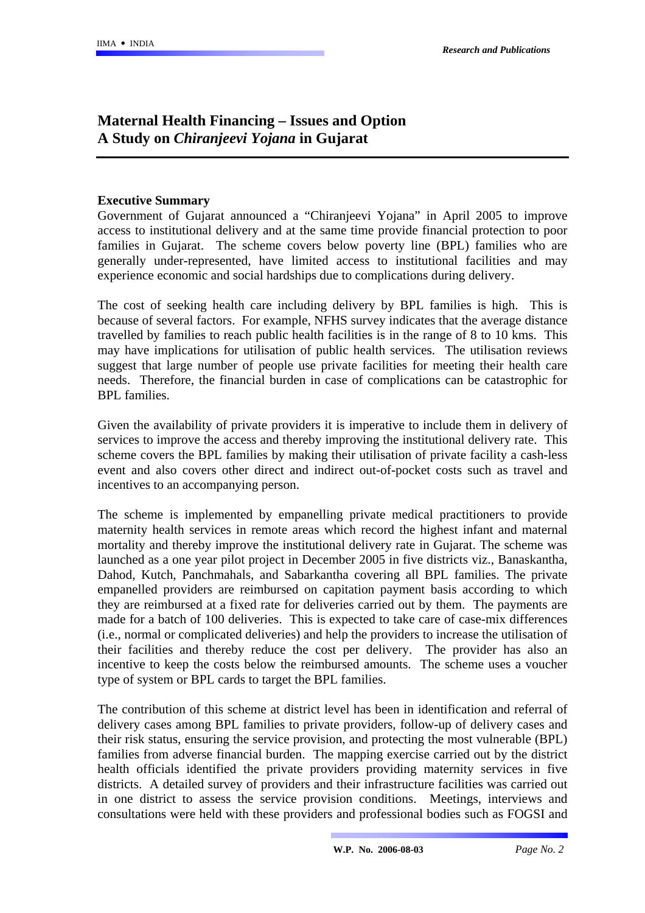# Maternal Health Financing – Issues and Option
# A Study on *Chiranjeevi Yojana* in Gujarat

## Executive Summary

Government of Gujarat announced a "Chiranjeevi Yojana" in April 2005 to improve access to institutional delivery and at the same time provide financial protection to poor families in Gujarat. The scheme covers below poverty line (BPL) families who are generally under-represented, have limited access to institutional facilities and may experience economic and social hardships due to complications during delivery.

The cost of seeking health care including delivery by BPL families is high. This is because of several factors. For example, NFHS survey indicates that the average distance travelled by families to reach public health facilities is in the range of 8 to 10 kms. This may have implications for utilisation of public health services. The utilisation reviews suggest that large number of people use private facilities for meeting their health care needs. Therefore, the financial burden in case of complications can be catastrophic for BPL families.

Given the availability of private providers it is imperative to include them in delivery of services to improve the access and thereby improving the institutional delivery rate. This scheme covers the BPL families by making their utilisation of private facility a cash-less event and also covers other direct and indirect out-of-pocket costs such as travel and incentives to an accompanying person.

The scheme is implemented by empanelling private medical practitioners to provide maternity health services in remote areas which record the highest infant and maternal mortality and thereby improve the institutional delivery rate in Gujarat. The scheme was launched as a one year pilot project in December 2005 in five districts viz., Banaskantha, Dahod, Kutch, Panchmahals, and Sabarkantha covering all BPL families. The private empanelled providers are reimbursed on capitation payment basis according to which they are reimbursed at a fixed rate for deliveries carried out by them. The payments are made for a batch of 100 deliveries. This is expected to take care of case-mix differences (i.e., normal or complicated deliveries) and help the providers to increase the utilisation of their facilities and thereby reduce the cost per delivery. The provider has also an incentive to keep the costs below the reimbursed amounts. The scheme uses a voucher type of system or BPL cards to target the BPL families.

The contribution of this scheme at district level has been in identification and referral of delivery cases among BPL families to private providers, follow-up of delivery cases and their risk status, ensuring the service provision, and protecting the most vulnerable (BPL) families from adverse financial burden. The mapping exercise carried out by the district health officials identified the private providers providing maternity services in five districts. A detailed survey of providers and their infrastructure facilities was carried out in one district to assess the service provision conditions. Meetings, interviews and consultations were held with these providers and professional bodies such as FOGSI and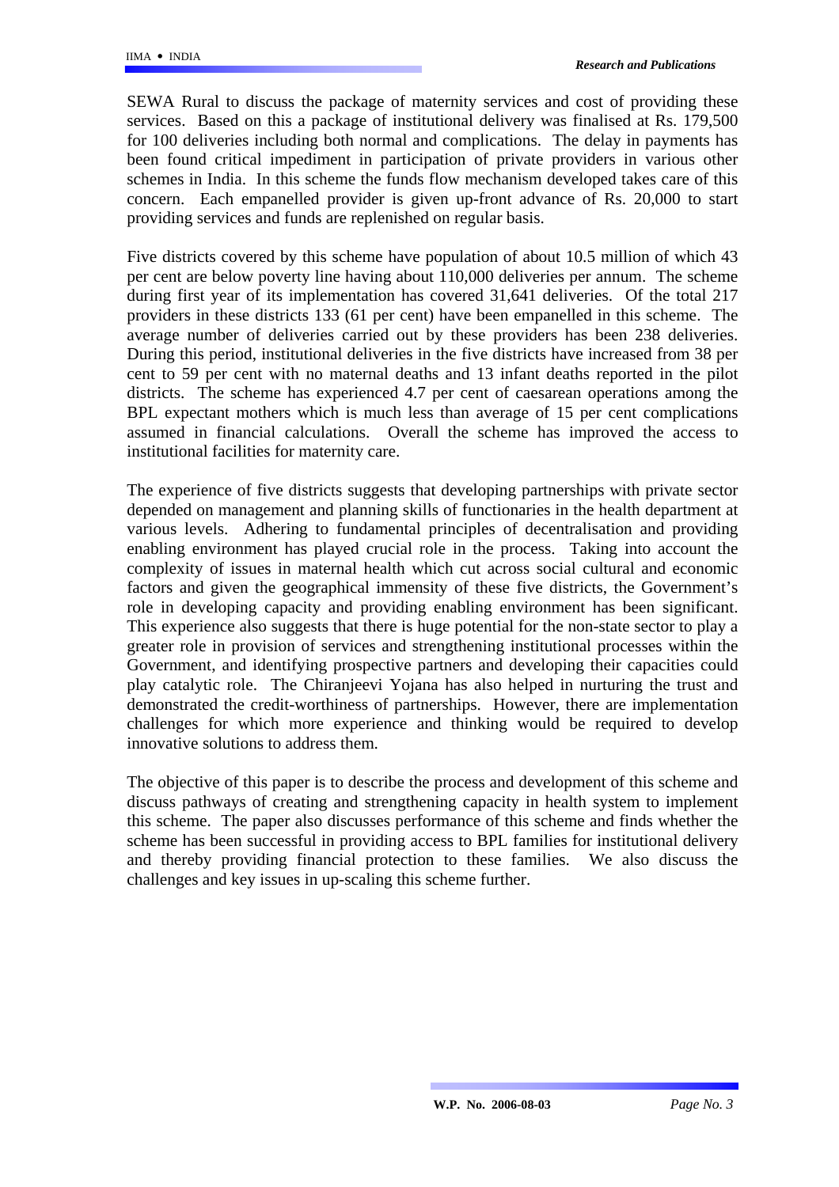SEWA Rural to discuss the package of maternity services and cost of providing these services. Based on this a package of institutional delivery was finalised at Rs. 179,500 for 100 deliveries including both normal and complications. The delay in payments has been found critical impediment in participation of private providers in various other schemes in India. In this scheme the funds flow mechanism developed takes care of this concern. Each empanelled provider is given up-front advance of Rs. 20,000 to start providing services and funds are replenished on regular basis.

Five districts covered by this scheme have population of about 10.5 million of which 43 per cent are below poverty line having about 110,000 deliveries per annum. The scheme during first year of its implementation has covered 31,641 deliveries. Of the total 217 providers in these districts 133 (61 per cent) have been empanelled in this scheme. The average number of deliveries carried out by these providers has been 238 deliveries. During this period, institutional deliveries in the five districts have increased from 38 per cent to 59 per cent with no maternal deaths and 13 infant deaths reported in the pilot districts. The scheme has experienced 4.7 per cent of caesarean operations among the BPL expectant mothers which is much less than average of 15 per cent complications assumed in financial calculations. Overall the scheme has improved the access to institutional facilities for maternity care.

The experience of five districts suggests that developing partnerships with private sector depended on management and planning skills of functionaries in the health department at various levels. Adhering to fundamental principles of decentralisation and providing enabling environment has played crucial role in the process. Taking into account the complexity of issues in maternal health which cut across social cultural and economic factors and given the geographical immensity of these five districts, the Government's role in developing capacity and providing enabling environment has been significant. This experience also suggests that there is huge potential for the non-state sector to play a greater role in provision of services and strengthening institutional processes within the Government, and identifying prospective partners and developing their capacities could play catalytic role. The Chiranjeevi Yojana has also helped in nurturing the trust and demonstrated the credit-worthiness of partnerships. However, there are implementation challenges for which more experience and thinking would be required to develop innovative solutions to address them.

The objective of this paper is to describe the process and development of this scheme and discuss pathways of creating and strengthening capacity in health system to implement this scheme. The paper also discusses performance of this scheme and finds whether the scheme has been successful in providing access to BPL families for institutional delivery and thereby providing financial protection to these families. We also discuss the challenges and key issues in up-scaling this scheme further.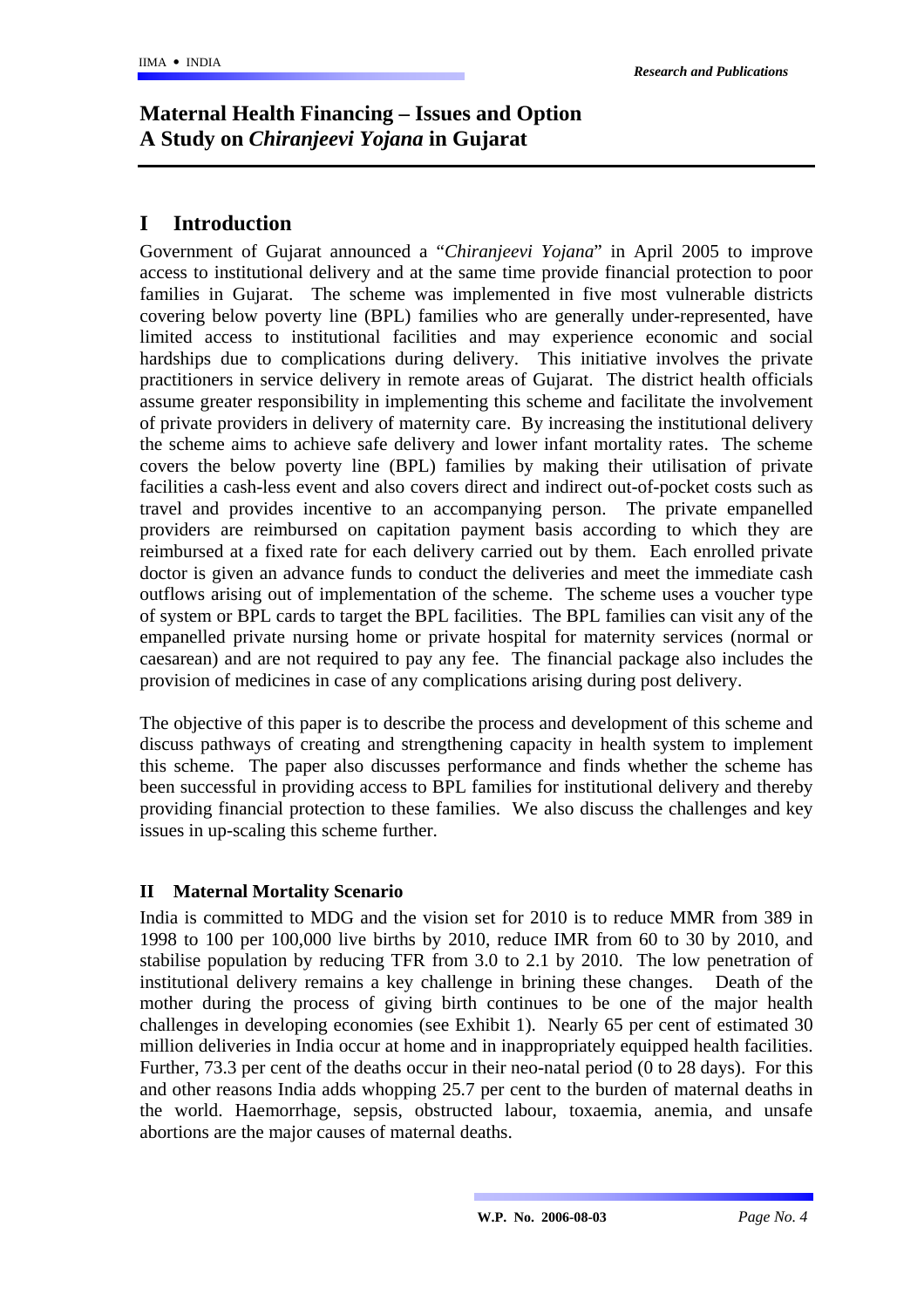# Maternal Health Financing – Issues and Option
# A Study on *Chiranjeevi Yojana* in Gujarat

## I Introduction

Government of Gujarat announced a "*Chiranjeevi Yojana*" in April 2005 to improve access to institutional delivery and at the same time provide financial protection to poor families in Gujarat. The scheme was implemented in five most vulnerable districts covering below poverty line (BPL) families who are generally under-represented, have limited access to institutional facilities and may experience economic and social hardships due to complications during delivery. This initiative involves the private practitioners in service delivery in remote areas of Gujarat. The district health officials assume greater responsibility in implementing this scheme and facilitate the involvement of private providers in delivery of maternity care. By increasing the institutional delivery the scheme aims to achieve safe delivery and lower infant mortality rates. The scheme covers the below poverty line (BPL) families by making their utilisation of private facilities a cash-less event and also covers direct and indirect out-of-pocket costs such as travel and provides incentive to an accompanying person. The private empanelled providers are reimbursed on capitation payment basis according to which they are reimbursed at a fixed rate for each delivery carried out by them. Each enrolled private doctor is given an advance funds to conduct the deliveries and meet the immediate cash outflows arising out of implementation of the scheme. The scheme uses a voucher type of system or BPL cards to target the BPL facilities. The BPL families can visit any of the empanelled private nursing home or private hospital for maternity services (normal or caesarean) and are not required to pay any fee. The financial package also includes the provision of medicines in case of any complications arising during post delivery.

The objective of this paper is to describe the process and development of this scheme and discuss pathways of creating and strengthening capacity in health system to implement this scheme. The paper also discusses performance and finds whether the scheme has been successful in providing access to BPL families for institutional delivery and thereby providing financial protection to these families. We also discuss the challenges and key issues in up-scaling this scheme further.

### II Maternal Mortality Scenario

India is committed to MDG and the vision set for 2010 is to reduce MMR from 389 in 1998 to 100 per 100,000 live births by 2010, reduce IMR from 60 to 30 by 2010, and stabilise population by reducing TFR from 3.0 to 2.1 by 2010. The low penetration of institutional delivery remains a key challenge in brining these changes. Death of the mother during the process of giving birth continues to be one of the major health challenges in developing economies (see Exhibit 1). Nearly 65 per cent of estimated 30 million deliveries in India occur at home and in inappropriately equipped health facilities. Further, 73.3 per cent of the deaths occur in their neo-natal period (0 to 28 days). For this and other reasons India adds whopping 25.7 per cent to the burden of maternal deaths in the world. Haemorrhage, sepsis, obstructed labour, toxaemia, anemia, and unsafe abortions are the major causes of maternal deaths.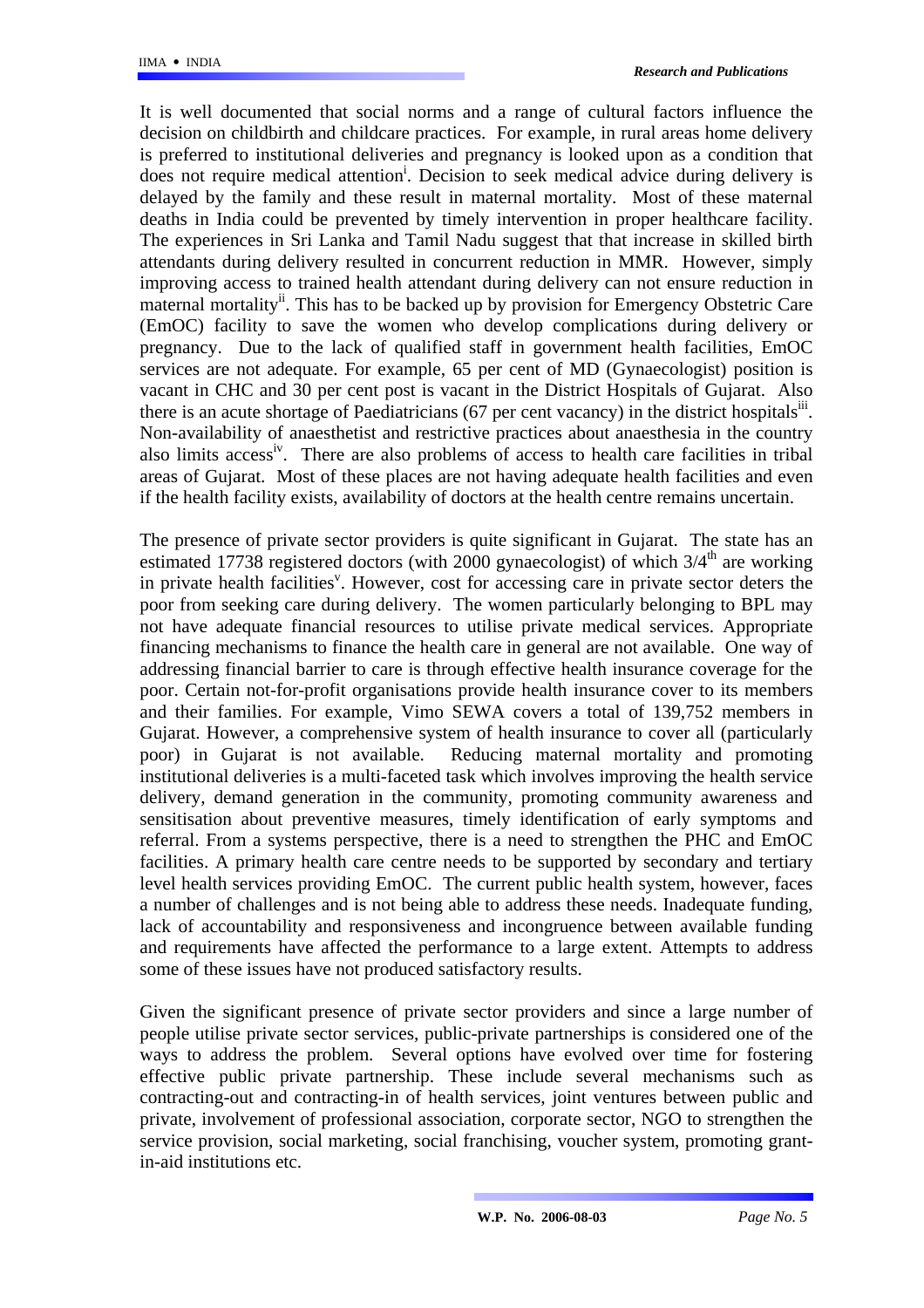It is well documented that social norms and a range of cultural factors influence the decision on childbirth and childcare practices. For example, in rural areas home delivery is preferred to institutional deliveries and pregnancy is looked upon as a condition that does not require medical attention[i]. Decision to seek medical advice during delivery is delayed by the family and these result in maternal mortality. Most of these maternal deaths in India could be prevented by timely intervention in proper healthcare facility. The experiences in Sri Lanka and Tamil Nadu suggest that that increase in skilled birth attendants during delivery resulted in concurrent reduction in MMR. However, simply improving access to trained health attendant during delivery can not ensure reduction in maternal mortality[ii]. This has to be backed up by provision for Emergency Obstetric Care (EmOC) facility to save the women who develop complications during delivery or pregnancy. Due to the lack of qualified staff in government health facilities, EmOC services are not adequate. For example, 65 per cent of MD (Gynaecologist) position is vacant in CHC and 30 per cent post is vacant in the District Hospitals of Gujarat. Also there is an acute shortage of Paediatricians (67 per cent vacancy) in the district hospitals[iii]. Non-availability of anaesthetist and restrictive practices about anaesthesia in the country also limits access[iv]. There are also problems of access to health care facilities in tribal areas of Gujarat. Most of these places are not having adequate health facilities and even if the health facility exists, availability of doctors at the health centre remains uncertain.

The presence of private sector providers is quite significant in Gujarat. The state has an estimated 17738 registered doctors (with 2000 gynaecologist) of which 3/4$^{th}$ are working in private health facilities[v]. However, cost for accessing care in private sector deters the poor from seeking care during delivery. The women particularly belonging to BPL may not have adequate financial resources to utilise private medical services. Appropriate financing mechanisms to finance the health care in general are not available. One way of addressing financial barrier to care is through effective health insurance coverage for the poor. Certain not-for-profit organisations provide health insurance cover to its members and their families. For example, Vimo SEWA covers a total of 139,752 members in Gujarat. However, a comprehensive system of health insurance to cover all (particularly poor) in Gujarat is not available. Reducing maternal mortality and promoting institutional deliveries is a multi-faceted task which involves improving the health service delivery, demand generation in the community, promoting community awareness and sensitisation about preventive measures, timely identification of early symptoms and referral. From a systems perspective, there is a need to strengthen the PHC and EmOC facilities. A primary health care centre needs to be supported by secondary and tertiary level health services providing EmOC. The current public health system, however, faces a number of challenges and is not being able to address these needs. Inadequate funding, lack of accountability and responsiveness and incongruence between available funding and requirements have affected the performance to a large extent. Attempts to address some of these issues have not produced satisfactory results.

Given the significant presence of private sector providers and since a large number of people utilise private sector services, public-private partnerships is considered one of the ways to address the problem. Several options have evolved over time for fostering effective public private partnership. These include several mechanisms such as contracting-out and contracting-in of health services, joint ventures between public and private, involvement of professional association, corporate sector, NGO to strengthen the service provision, social marketing, social franchising, voucher system, promoting grant-in-aid institutions etc.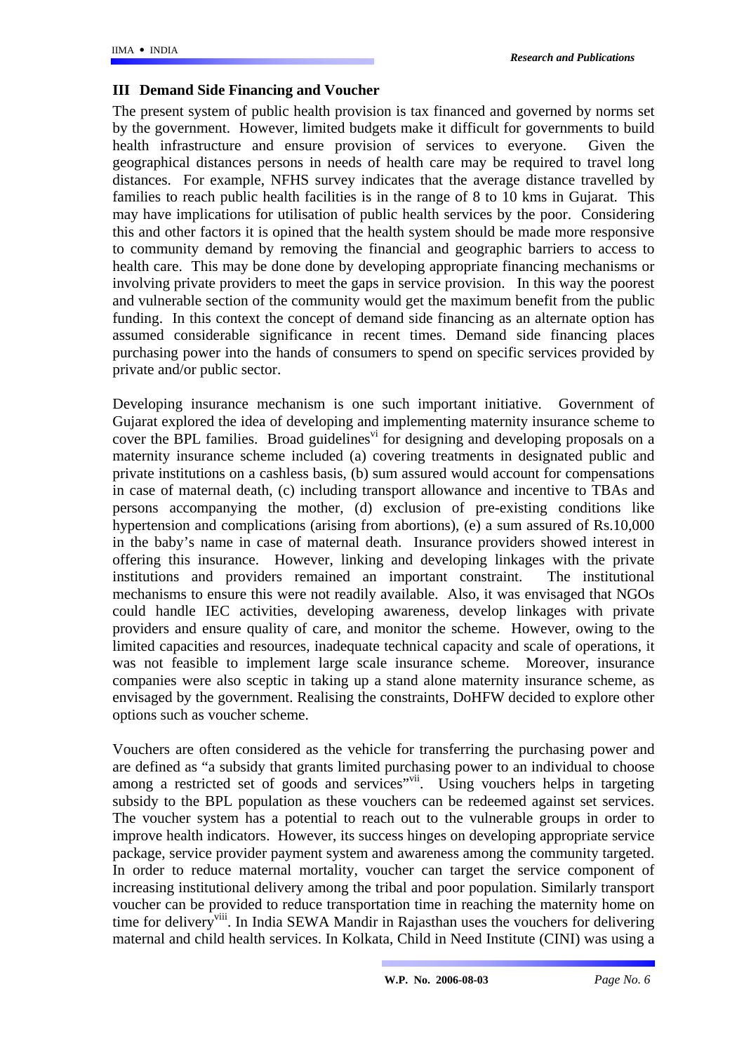## III Demand Side Financing and Voucher

The present system of public health provision is tax financed and governed by norms set by the government. However, limited budgets make it difficult for governments to build health infrastructure and ensure provision of services to everyone. Given the geographical distances persons in needs of health care may be required to travel long distances. For example, NFHS survey indicates that the average distance travelled by families to reach public health facilities is in the range of 8 to 10 kms in Gujarat. This may have implications for utilisation of public health services by the poor. Considering this and other factors it is opined that the health system should be made more responsive to community demand by removing the financial and geographic barriers to access to health care. This may be done done by developing appropriate financing mechanisms or involving private providers to meet the gaps in service provision. In this way the poorest and vulnerable section of the community would get the maximum benefit from the public funding. In this context the concept of demand side financing as an alternate option has assumed considerable significance in recent times. Demand side financing places purchasing power into the hands of consumers to spend on specific services provided by private and/or public sector.

Developing insurance mechanism is one such important initiative. Government of Gujarat explored the idea of developing and implementing maternity insurance scheme to cover the BPL families. Broad guidelines[vi] for designing and developing proposals on a maternity insurance scheme included (a) covering treatments in designated public and private institutions on a cashless basis, (b) sum assured would account for compensations in case of maternal death, (c) including transport allowance and incentive to TBAs and persons accompanying the mother, (d) exclusion of pre-existing conditions like hypertension and complications (arising from abortions), (e) a sum assured of Rs.10,000 in the baby's name in case of maternal death. Insurance providers showed interest in offering this insurance. However, linking and developing linkages with the private institutions and providers remained an important constraint. The institutional mechanisms to ensure this were not readily available. Also, it was envisaged that NGOs could handle IEC activities, developing awareness, develop linkages with private providers and ensure quality of care, and monitor the scheme. However, owing to the limited capacities and resources, inadequate technical capacity and scale of operations, it was not feasible to implement large scale insurance scheme. Moreover, insurance companies were also sceptic in taking up a stand alone maternity insurance scheme, as envisaged by the government. Realising the constraints, DoHFW decided to explore other options such as voucher scheme.

Vouchers are often considered as the vehicle for transferring the purchasing power and are defined as "a subsidy that grants limited purchasing power to an individual to choose among a restricted set of goods and services"[vii]. Using vouchers helps in targeting subsidy to the BPL population as these vouchers can be redeemed against set services. The voucher system has a potential to reach out to the vulnerable groups in order to improve health indicators. However, its success hinges on developing appropriate service package, service provider payment system and awareness among the community targeted. In order to reduce maternal mortality, voucher can target the service component of increasing institutional delivery among the tribal and poor population. Similarly transport voucher can be provided to reduce transportation time in reaching the maternity home on time for delivery[viii]. In India SEWA Mandir in Rajasthan uses the vouchers for delivering maternal and child health services. In Kolkata, Child in Need Institute (CINI) was using a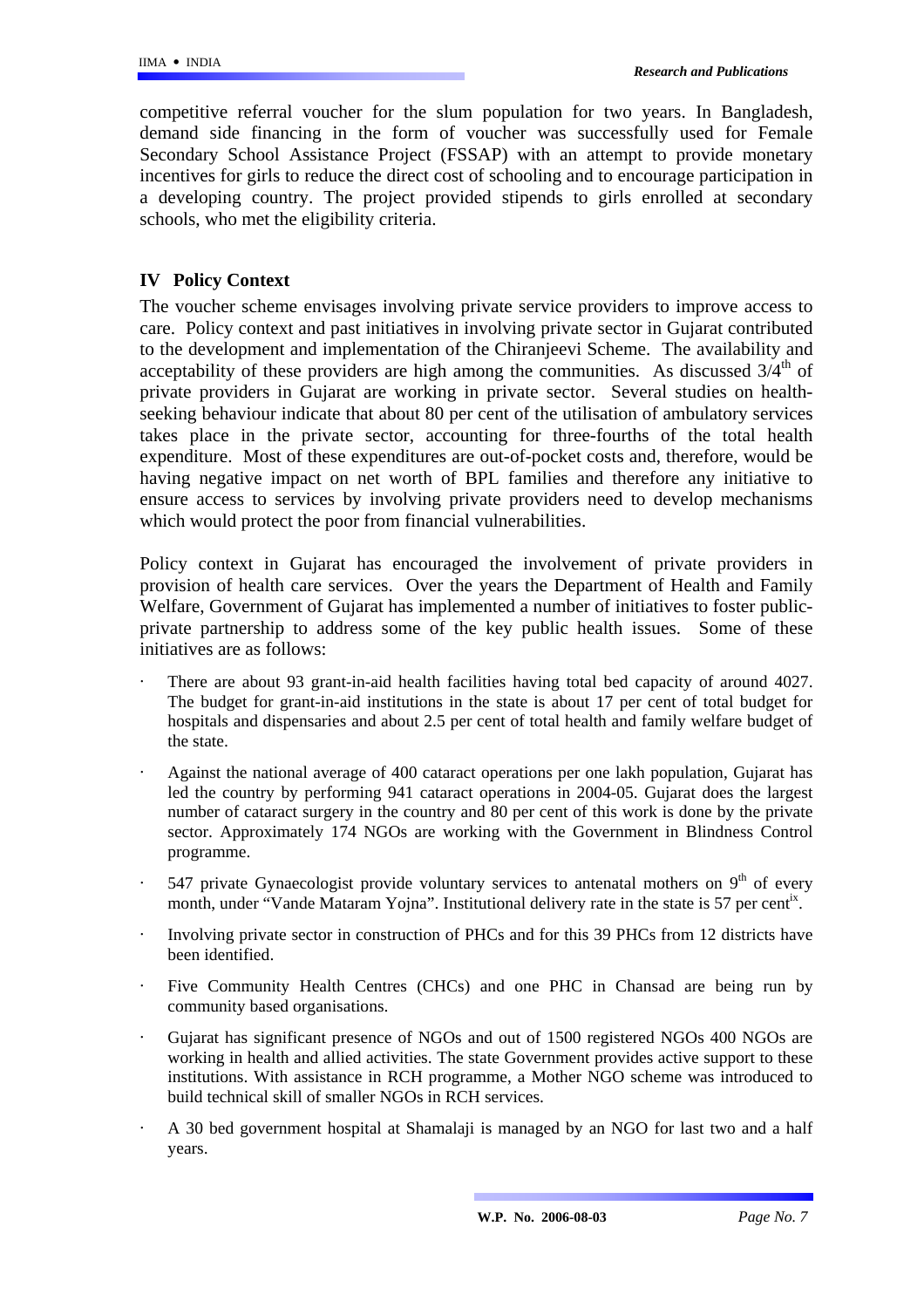competitive referral voucher for the slum population for two years. In Bangladesh, demand side financing in the form of voucher was successfully used for Female Secondary School Assistance Project (FSSAP) with an attempt to provide monetary incentives for girls to reduce the direct cost of schooling and to encourage participation in a developing country. The project provided stipends to girls enrolled at secondary schools, who met the eligibility criteria.

## IV Policy Context

The voucher scheme envisages involving private service providers to improve access to care. Policy context and past initiatives in involving private sector in Gujarat contributed to the development and implementation of the Chiranjeevi Scheme. The availability and acceptability of these providers are high among the communities. As discussed 3/4th of private providers in Gujarat are working in private sector. Several studies on health-seeking behaviour indicate that about 80 per cent of the utilisation of ambulatory services takes place in the private sector, accounting for three-fourths of the total health expenditure. Most of these expenditures are out-of-pocket costs and, therefore, would be having negative impact on net worth of BPL families and therefore any initiative to ensure access to services by involving private providers need to develop mechanisms which would protect the poor from financial vulnerabilities.

Policy context in Gujarat has encouraged the involvement of private providers in provision of health care services. Over the years the Department of Health and Family Welfare, Government of Gujarat has implemented a number of initiatives to foster public-private partnership to address some of the key public health issues. Some of these initiatives are as follows:

- There are about 93 grant-in-aid health facilities having total bed capacity of around 4027. The budget for grant-in-aid institutions in the state is about 17 per cent of total budget for hospitals and dispensaries and about 2.5 per cent of total health and family welfare budget of the state.
- Against the national average of 400 cataract operations per one lakh population, Gujarat has led the country by performing 941 cataract operations in 2004-05. Gujarat does the largest number of cataract surgery in the country and 80 per cent of this work is done by the private sector. Approximately 174 NGOs are working with the Government in Blindness Control programme.
- 547 private Gynaecologist provide voluntary services to antenatal mothers on 9th of every month, under "Vande Mataram Yojna". Institutional delivery rate in the state is 57 per cent[ix].
- Involving private sector in construction of PHCs and for this 39 PHCs from 12 districts have been identified.
- Five Community Health Centres (CHCs) and one PHC in Chansad are being run by community based organisations.
- Gujarat has significant presence of NGOs and out of 1500 registered NGOs 400 NGOs are working in health and allied activities. The state Government provides active support to these institutions. With assistance in RCH programme, a Mother NGO scheme was introduced to build technical skill of smaller NGOs in RCH services.
- A 30 bed government hospital at Shamalaji is managed by an NGO for last two and a half years.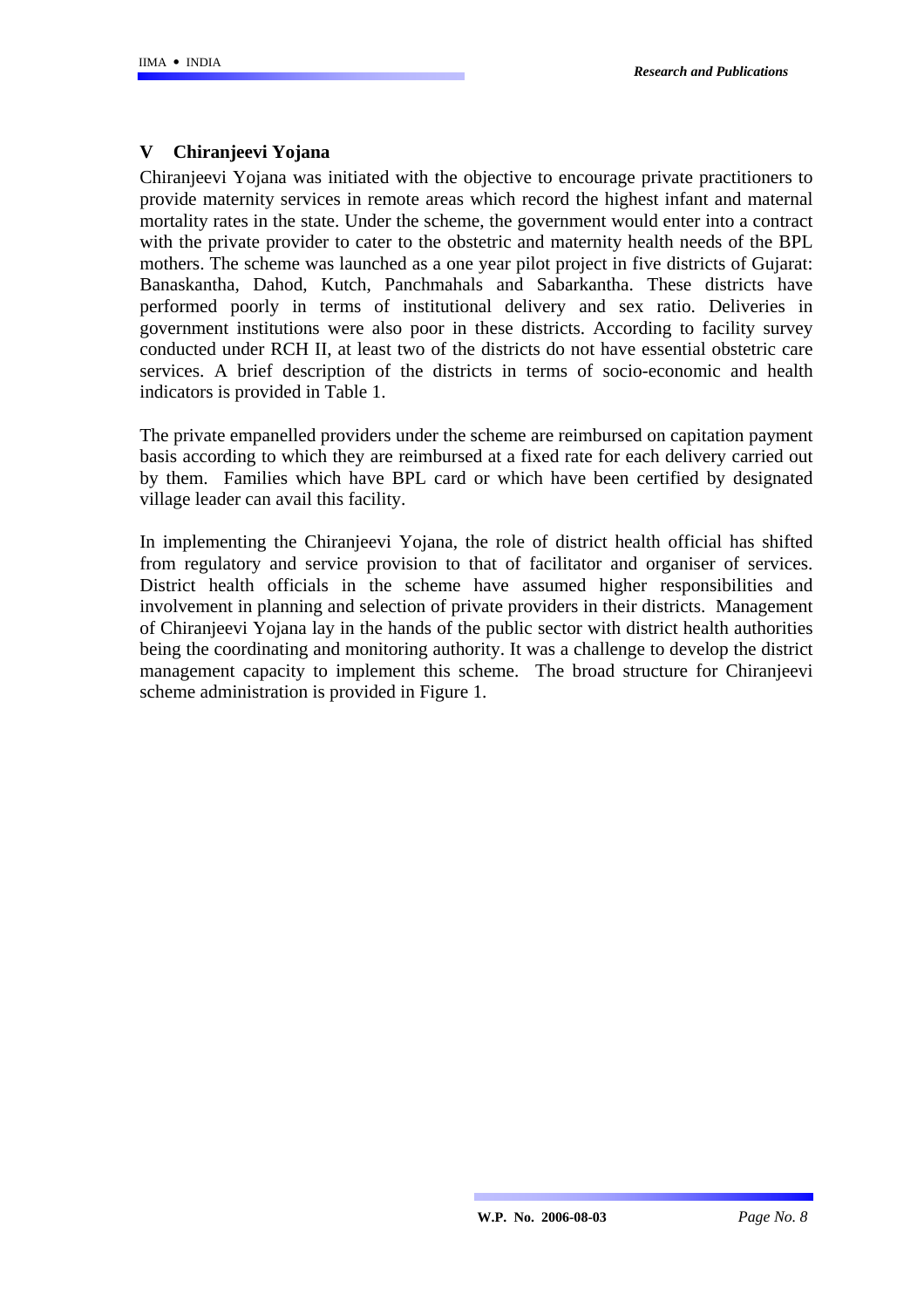## V Chiranjeevi Yojana

Chiranjeevi Yojana was initiated with the objective to encourage private practitioners to provide maternity services in remote areas which record the highest infant and maternal mortality rates in the state. Under the scheme, the government would enter into a contract with the private provider to cater to the obstetric and maternity health needs of the BPL mothers. The scheme was launched as a one year pilot project in five districts of Gujarat: Banaskantha, Dahod, Kutch, Panchmahals and Sabarkantha. These districts have performed poorly in terms of institutional delivery and sex ratio. Deliveries in government institutions were also poor in these districts. According to facility survey conducted under RCH II, at least two of the districts do not have essential obstetric care services. A brief description of the districts in terms of socio-economic and health indicators is provided in Table 1.

The private empanelled providers under the scheme are reimbursed on capitation payment basis according to which they are reimbursed at a fixed rate for each delivery carried out by them. Families which have BPL card or which have been certified by designated village leader can avail this facility.

In implementing the Chiranjeevi Yojana, the role of district health official has shifted from regulatory and service provision to that of facilitator and organiser of services. District health officials in the scheme have assumed higher responsibilities and involvement in planning and selection of private providers in their districts. Management of Chiranjeevi Yojana lay in the hands of the public sector with district health authorities being the coordinating and monitoring authority. It was a challenge to develop the district management capacity to implement this scheme. The broad structure for Chiranjeevi scheme administration is provided in Figure 1.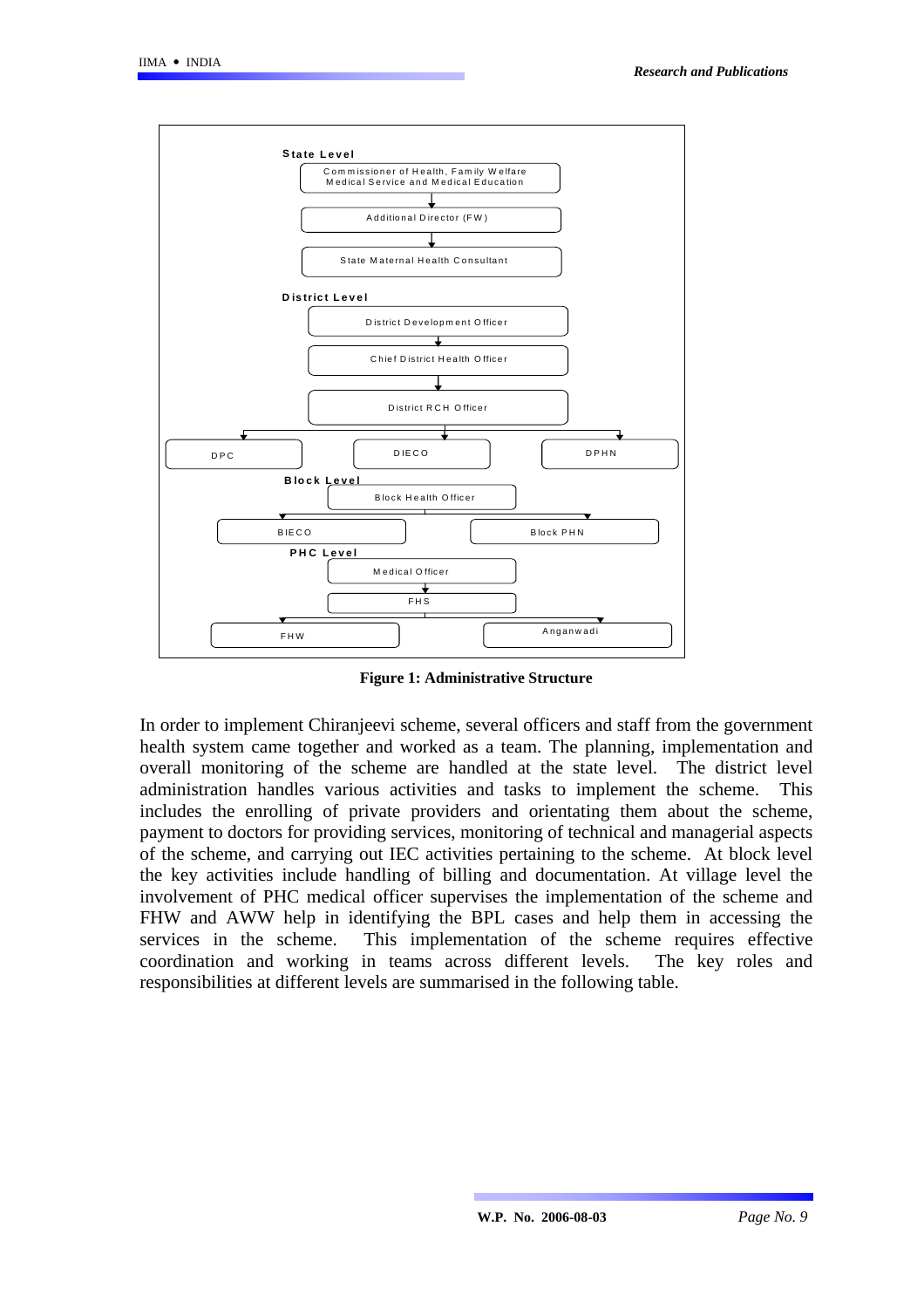**State Level**

Commissioner of Health, Family Welfare Medical Service and Medical Education

↓

Additional Director (FW)

↓

State Maternal Health Consultant

**District Level**

District Development Officer

↓

Chief District Health Officer

↓

District RCH Officer

↓

DPC | DIECO | DPHN

**Block Level**

Block Health Officer

↓

BIECO | Block PHN

**PHC Level**

Medical Officer

↓

FHS

↓

FHW | Anganwadi

**Figure 1: Administrative Structure**

In order to implement Chiranjeevi scheme, several officers and staff from the government health system came together and worked as a team. The planning, implementation and overall monitoring of the scheme are handled at the state level. The district level administration handles various activities and tasks to implement the scheme. This includes the enrolling of private providers and orientating them about the scheme, payment to doctors for providing services, monitoring of technical and managerial aspects of the scheme, and carrying out IEC activities pertaining to the scheme. At block level the key activities include handling of billing and documentation. At village level the involvement of PHC medical officer supervises the implementation of the scheme and FHW and AWW help in identifying the BPL cases and help them in accessing the services in the scheme. This implementation of the scheme requires effective coordination and working in teams across different levels. The key roles and responsibilities at different levels are summarised in the following table.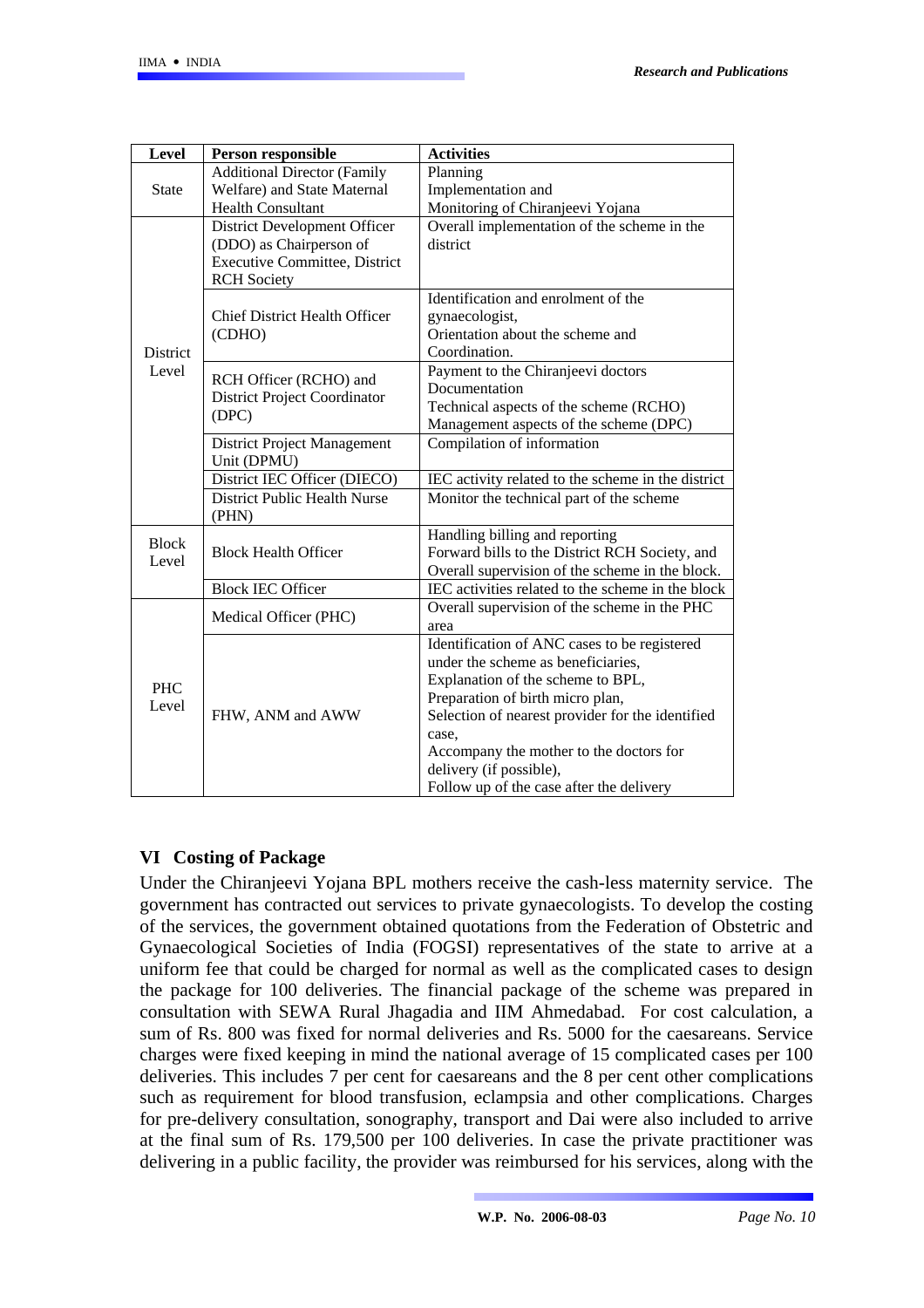| Level | Person responsible | Activities |
|---|---|---|
| State | Additional Director (Family Welfare) and State Maternal Health Consultant | Planning<br>Implementation and<br>Monitoring of Chiranjeevi Yojana |
| District Level | District Development Officer (DDO) as Chairperson of Executive Committee, District RCH Society | Overall implementation of the scheme in the district |
| | Chief District Health Officer (CDHO) | Identification and enrolment of the gynaecologist,<br>Orientation about the scheme and<br>Coordination. |
| | RCH Officer (RCHO) and District Project Coordinator (DPC) | Payment to the Chiranjeevi doctors<br>Documentation<br>Technical aspects of the scheme (RCHO)<br>Management aspects of the scheme (DPC) |
| | District Project Management Unit (DPMU) | Compilation of information |
| | District IEC Officer (DIECO) | IEC activity related to the scheme in the district |
| | District Public Health Nurse (PHN) | Monitor the technical part of the scheme |
| Block Level | Block Health Officer | Handling billing and reporting<br>Forward bills to the District RCH Society, and<br>Overall supervision of the scheme in the block. |
| | Block IEC Officer | IEC activities related to the scheme in the block |
| PHC Level | Medical Officer (PHC) | Overall supervision of the scheme in the PHC area |
| | FHW, ANM and AWW | Identification of ANC cases to be registered under the scheme as beneficiaries,<br>Explanation of the scheme to BPL,<br>Preparation of birth micro plan,<br>Selection of nearest provider for the identified case,<br>Accompany the mother to the doctors for delivery (if possible),<br>Follow up of the case after the delivery |

## VI Costing of Package

Under the Chiranjeevi Yojana BPL mothers receive the cash-less maternity service. The government has contracted out services to private gynaecologists. To develop the costing of the services, the government obtained quotations from the Federation of Obstetric and Gynaecological Societies of India (FOGSI) representatives of the state to arrive at a uniform fee that could be charged for normal as well as the complicated cases to design the package for 100 deliveries. The financial package of the scheme was prepared in consultation with SEWA Rural Jhagadia and IIM Ahmedabad. For cost calculation, a sum of Rs. 800 was fixed for normal deliveries and Rs. 5000 for the caesareans. Service charges were fixed keeping in mind the national average of 15 complicated cases per 100 deliveries. This includes 7 per cent for caesareans and the 8 per cent other complications such as requirement for blood transfusion, eclampsia and other complications. Charges for pre-delivery consultation, sonography, transport and Dai were also included to arrive at the final sum of Rs. 179,500 per 100 deliveries. In case the private practitioner was delivering in a public facility, the provider was reimbursed for his services, along with the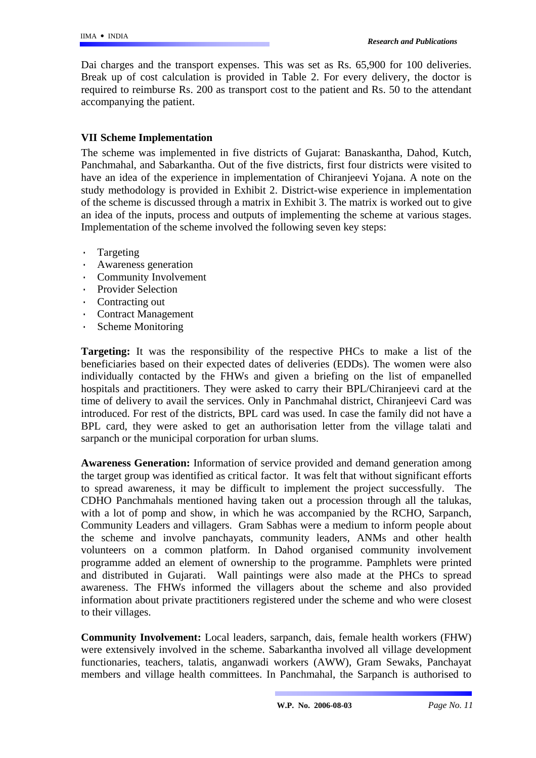Dai charges and the transport expenses. This was set as Rs. 65,900 for 100 deliveries. Break up of cost calculation is provided in Table 2. For every delivery, the doctor is required to reimburse Rs. 200 as transport cost to the patient and Rs. 50 to the attendant accompanying the patient.

## VII Scheme Implementation

The scheme was implemented in five districts of Gujarat: Banaskantha, Dahod, Kutch, Panchmahal, and Sabarkantha. Out of the five districts, first four districts were visited to have an idea of the experience in implementation of Chiranjeevi Yojana. A note on the study methodology is provided in Exhibit 2. District-wise experience in implementation of the scheme is discussed through a matrix in Exhibit 3. The matrix is worked out to give an idea of the inputs, process and outputs of implementing the scheme at various stages. Implementation of the scheme involved the following seven key steps:

- Targeting
- Awareness generation
- Community Involvement
- Provider Selection
- Contracting out
- Contract Management
- Scheme Monitoring

**Targeting:** It was the responsibility of the respective PHCs to make a list of the beneficiaries based on their expected dates of deliveries (EDDs). The women were also individually contacted by the FHWs and given a briefing on the list of empanelled hospitals and practitioners. They were asked to carry their BPL/Chiranjeevi card at the time of delivery to avail the services. Only in Panchmahal district, Chiranjeevi Card was introduced. For rest of the districts, BPL card was used. In case the family did not have a BPL card, they were asked to get an authorisation letter from the village talati and sarpanch or the municipal corporation for urban slums.

**Awareness Generation:** Information of service provided and demand generation among the target group was identified as critical factor. It was felt that without significant efforts to spread awareness, it may be difficult to implement the project successfully. The CDHO Panchmahals mentioned having taken out a procession through all the talukas, with a lot of pomp and show, in which he was accompanied by the RCHO, Sarpanch, Community Leaders and villagers. Gram Sabhas were a medium to inform people about the scheme and involve panchayats, community leaders, ANMs and other health volunteers on a common platform. In Dahod organised community involvement programme added an element of ownership to the programme. Pamphlets were printed and distributed in Gujarati. Wall paintings were also made at the PHCs to spread awareness. The FHWs informed the villagers about the scheme and also provided information about private practitioners registered under the scheme and who were closest to their villages.

**Community Involvement:** Local leaders, sarpanch, dais, female health workers (FHW) were extensively involved in the scheme. Sabarkantha involved all village development functionaries, teachers, talatis, anganwadi workers (AWW), Gram Sewaks, Panchayat members and village health committees. In Panchmahal, the Sarpanch is authorised to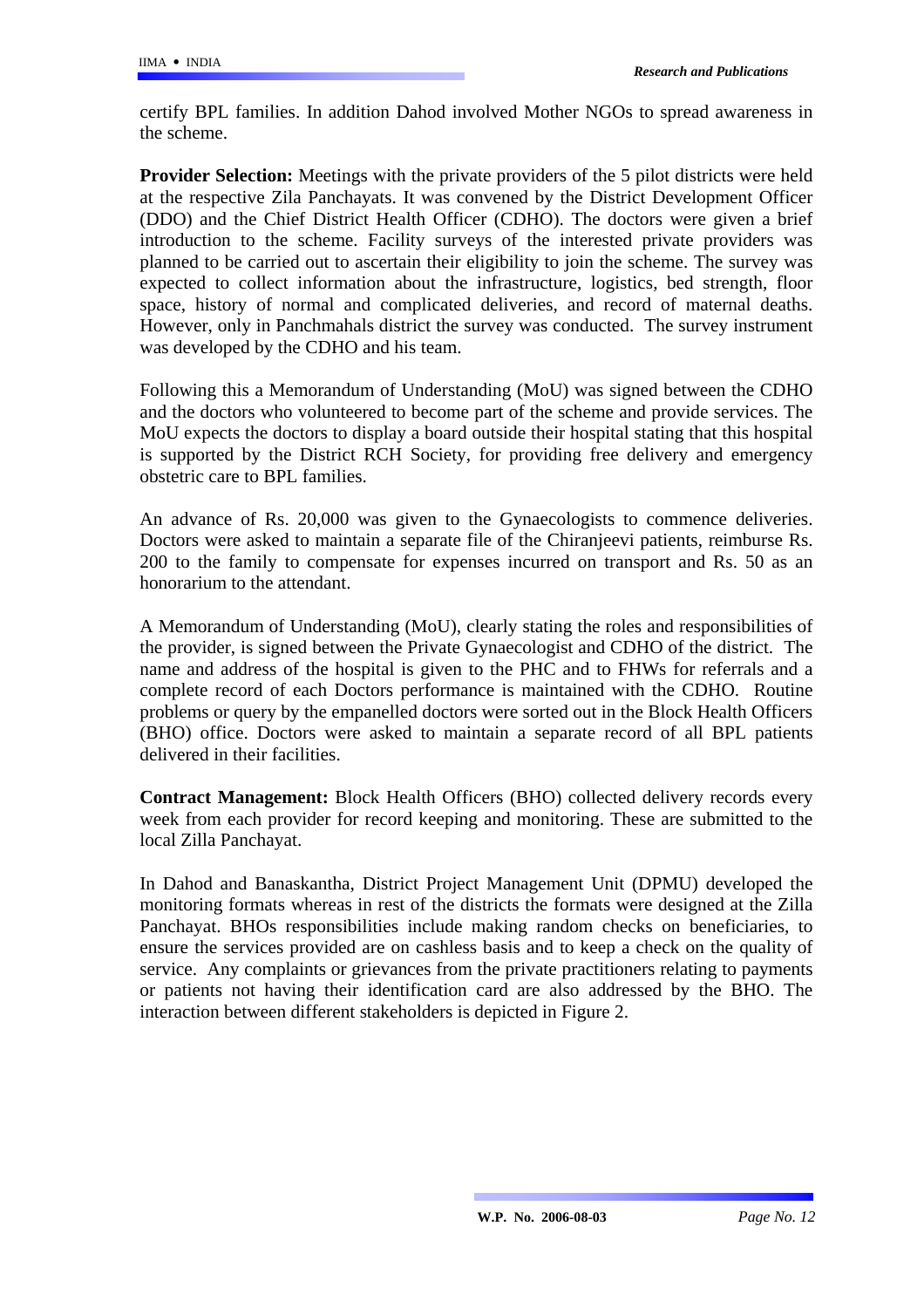certify BPL families. In addition Dahod involved Mother NGOs to spread awareness in the scheme.

**Provider Selection:** Meetings with the private providers of the 5 pilot districts were held at the respective Zila Panchayats. It was convened by the District Development Officer (DDO) and the Chief District Health Officer (CDHO). The doctors were given a brief introduction to the scheme. Facility surveys of the interested private providers was planned to be carried out to ascertain their eligibility to join the scheme. The survey was expected to collect information about the infrastructure, logistics, bed strength, floor space, history of normal and complicated deliveries, and record of maternal deaths. However, only in Panchmahals district the survey was conducted. The survey instrument was developed by the CDHO and his team.

Following this a Memorandum of Understanding (MoU) was signed between the CDHO and the doctors who volunteered to become part of the scheme and provide services. The MoU expects the doctors to display a board outside their hospital stating that this hospital is supported by the District RCH Society, for providing free delivery and emergency obstetric care to BPL families.

An advance of Rs. 20,000 was given to the Gynaecologists to commence deliveries. Doctors were asked to maintain a separate file of the Chiranjeevi patients, reimburse Rs. 200 to the family to compensate for expenses incurred on transport and Rs. 50 as an honorarium to the attendant.

A Memorandum of Understanding (MoU), clearly stating the roles and responsibilities of the provider, is signed between the Private Gynaecologist and CDHO of the district. The name and address of the hospital is given to the PHC and to FHWs for referrals and a complete record of each Doctors performance is maintained with the CDHO. Routine problems or query by the empanelled doctors were sorted out in the Block Health Officers (BHO) office. Doctors were asked to maintain a separate record of all BPL patients delivered in their facilities.

**Contract Management:** Block Health Officers (BHO) collected delivery records every week from each provider for record keeping and monitoring. These are submitted to the local Zilla Panchayat.

In Dahod and Banaskantha, District Project Management Unit (DPMU) developed the monitoring formats whereas in rest of the districts the formats were designed at the Zilla Panchayat. BHOs responsibilities include making random checks on beneficiaries, to ensure the services provided are on cashless basis and to keep a check on the quality of service. Any complaints or grievances from the private practitioners relating to payments or patients not having their identification card are also addressed by the BHO. The interaction between different stakeholders is depicted in Figure 2.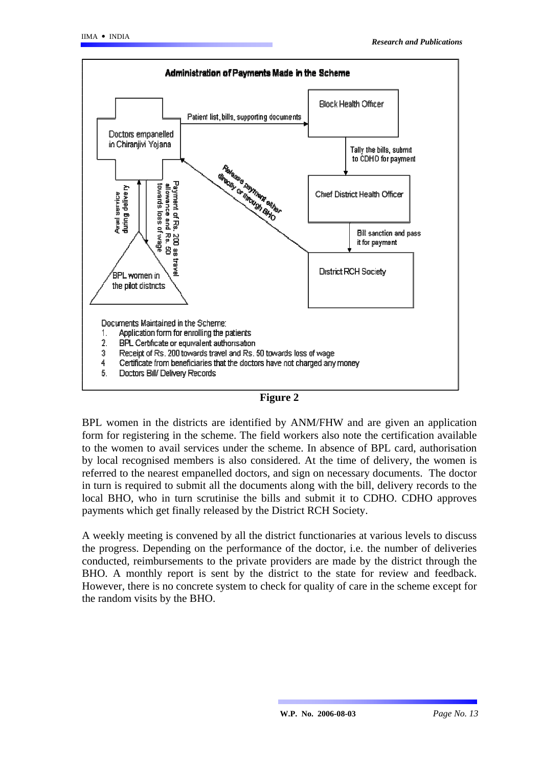**Administration of Payments Made in the Scheme**

Doctors empanelled in Chiranjivi Yojana

Patient list, bills, supporting documents

Block Health Officer

Tally the bills, submit to CDHO for payment

Chief District Health Officer

Bill sanction and pass it for payment

District RCH Society

Release payment either directly or through BHO

Avail service during delivery

Payment of Rs. 200 as travel allowance and Rs. 50 towards loss of wage

BPL women in the pilot districts

Documents Maintained in the Scheme:

1. Application form for enrolling the patients
2. BPL Certificate or equivalent authorisation
3. Receipt of Rs. 200 towards travel and Rs. 50 towards loss of wage
4. Certificate from beneficiaries that the doctors have not charged any money
5. Doctors Bill/ Delivery Records

**Figure 2**

BPL women in the districts are identified by ANM/FHW and are given an application form for registering in the scheme. The field workers also note the certification available to the women to avail services under the scheme. In absence of BPL card, authorisation by local recognised members is also considered. At the time of delivery, the women is referred to the nearest empanelled doctors, and sign on necessary documents. The doctor in turn is required to submit all the documents along with the bill, delivery records to the local BHO, who in turn scrutinise the bills and submit it to CDHO. CDHO approves payments which get finally released by the District RCH Society.

A weekly meeting is convened by all the district functionaries at various levels to discuss the progress. Depending on the performance of the doctor, i.e. the number of deliveries conducted, reimbursements to the private providers are made by the district through the BHO. A monthly report is sent by the district to the state for review and feedback. However, there is no concrete system to check for quality of care in the scheme except for the random visits by the BHO.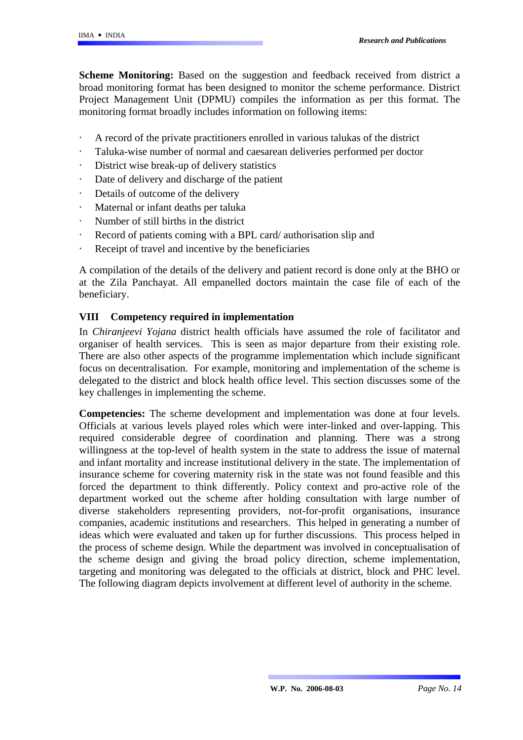**Scheme Monitoring:** Based on the suggestion and feedback received from district a broad monitoring format has been designed to monitor the scheme performance. District Project Management Unit (DPMU) compiles the information as per this format. The monitoring format broadly includes information on following items:

- A record of the private practitioners enrolled in various talukas of the district
- Taluka-wise number of normal and caesarean deliveries performed per doctor
- District wise break-up of delivery statistics
- Date of delivery and discharge of the patient
- Details of outcome of the delivery
- Maternal or infant deaths per taluka
- Number of still births in the district
- Record of patients coming with a BPL card/ authorisation slip and
- Receipt of travel and incentive by the beneficiaries

A compilation of the details of the delivery and patient record is done only at the BHO or at the Zila Panchayat. All empanelled doctors maintain the case file of each of the beneficiary.

## VIII Competency required in implementation

In *Chiranjeevi Yojana* district health officials have assumed the role of facilitator and organiser of health services. This is seen as major departure from their existing role. There are also other aspects of the programme implementation which include significant focus on decentralisation. For example, monitoring and implementation of the scheme is delegated to the district and block health office level. This section discusses some of the key challenges in implementing the scheme.

**Competencies:** The scheme development and implementation was done at four levels. Officials at various levels played roles which were inter-linked and over-lapping. This required considerable degree of coordination and planning. There was a strong willingness at the top-level of health system in the state to address the issue of maternal and infant mortality and increase institutional delivery in the state. The implementation of insurance scheme for covering maternity risk in the state was not found feasible and this forced the department to think differently. Policy context and pro-active role of the department worked out the scheme after holding consultation with large number of diverse stakeholders representing providers, not-for-profit organisations, insurance companies, academic institutions and researchers. This helped in generating a number of ideas which were evaluated and taken up for further discussions. This process helped in the process of scheme design. While the department was involved in conceptualisation of the scheme design and giving the broad policy direction, scheme implementation, targeting and monitoring was delegated to the officials at district, block and PHC level. The following diagram depicts involvement at different level of authority in the scheme.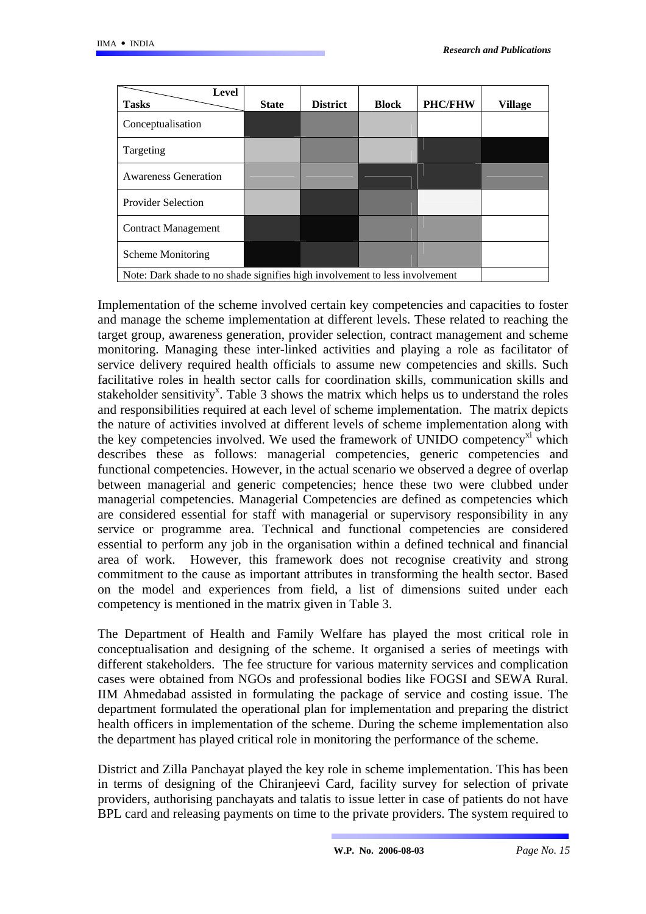| Level / Tasks | State | District | Block | PHC/FHW | Village |
|---|---|---|---|---|---|
| Conceptualisation | | | | | |
| Targeting | | | | | |
| Awareness Generation | | | | | |
| Provider Selection | | | | | |
| Contract Management | | | | | |
| Scheme Monitoring | | | | | |
| Note: Dark shade to no shade signifies high involvement to less involvement | | | | | |

Implementation of the scheme involved certain key competencies and capacities to foster and manage the scheme implementation at different levels. These related to reaching the target group, awareness generation, provider selection, contract management and scheme monitoring. Managing these inter-linked activities and playing a role as facilitator of service delivery required health officials to assume new competencies and skills. Such facilitative roles in health sector calls for coordination skills, communication skills and stakeholder sensitivity[x]. Table 3 shows the matrix which helps us to understand the roles and responsibilities required at each level of scheme implementation. The matrix depicts the nature of activities involved at different levels of scheme implementation along with the key competencies involved. We used the framework of UNIDO competency[xi] which describes these as follows: managerial competencies, generic competencies and functional competencies. However, in the actual scenario we observed a degree of overlap between managerial and generic competencies; hence these two were clubbed under managerial competencies. Managerial Competencies are defined as competencies which are considered essential for staff with managerial or supervisory responsibility in any service or programme area. Technical and functional competencies are considered essential to perform any job in the organisation within a defined technical and financial area of work. However, this framework does not recognise creativity and strong commitment to the cause as important attributes in transforming the health sector. Based on the model and experiences from field, a list of dimensions suited under each competency is mentioned in the matrix given in Table 3.

The Department of Health and Family Welfare has played the most critical role in conceptualisation and designing of the scheme. It organised a series of meetings with different stakeholders. The fee structure for various maternity services and complication cases were obtained from NGOs and professional bodies like FOGSI and SEWA Rural. IIM Ahmedabad assisted in formulating the package of service and costing issue. The department formulated the operational plan for implementation and preparing the district health officers in implementation of the scheme. During the scheme implementation also the department has played critical role in monitoring the performance of the scheme.

District and Zilla Panchayat played the key role in scheme implementation. This has been in terms of designing of the Chiranjeevi Card, facility survey for selection of private providers, authorising panchayats and talatis to issue letter in case of patients do not have BPL card and releasing payments on time to the private providers. The system required to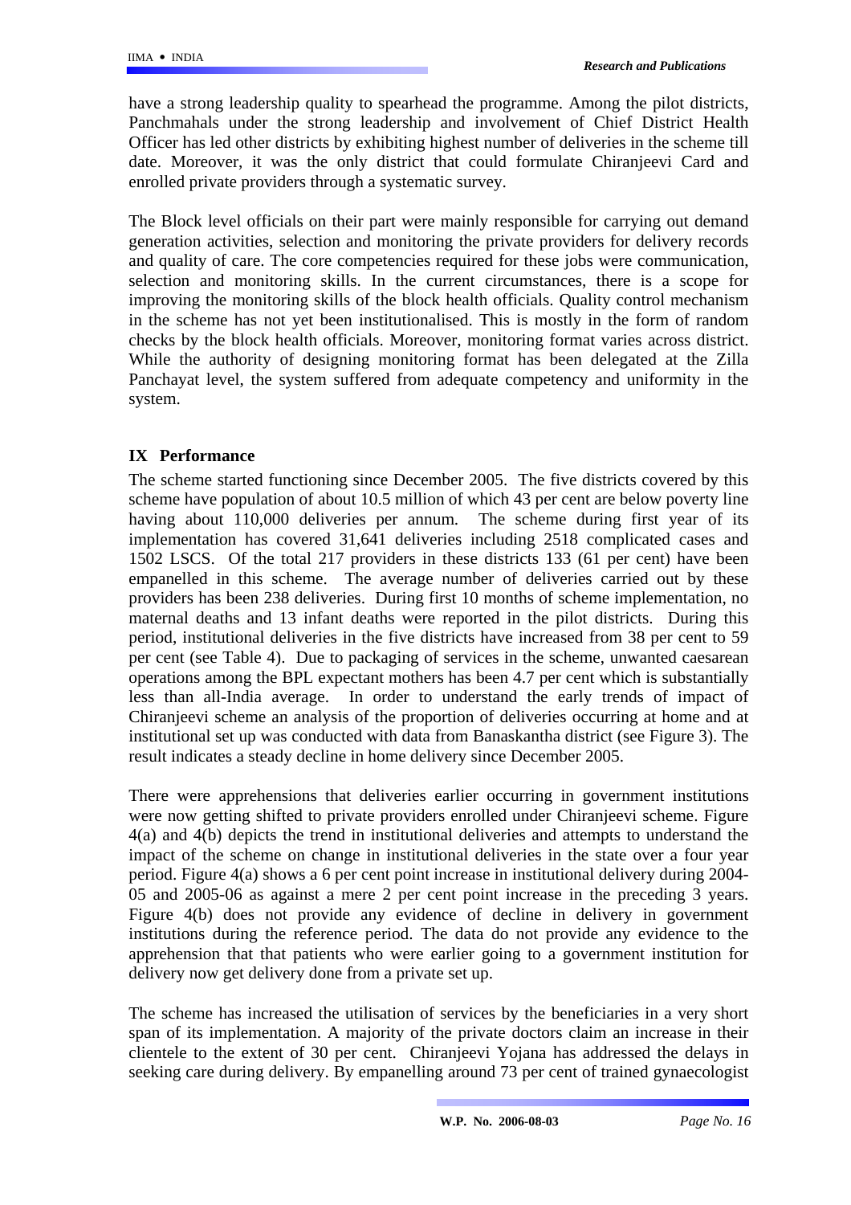have a strong leadership quality to spearhead the programme. Among the pilot districts, Panchmahals under the strong leadership and involvement of Chief District Health Officer has led other districts by exhibiting highest number of deliveries in the scheme till date. Moreover, it was the only district that could formulate Chiranjeevi Card and enrolled private providers through a systematic survey.

The Block level officials on their part were mainly responsible for carrying out demand generation activities, selection and monitoring the private providers for delivery records and quality of care. The core competencies required for these jobs were communication, selection and monitoring skills. In the current circumstances, there is a scope for improving the monitoring skills of the block health officials. Quality control mechanism in the scheme has not yet been institutionalised. This is mostly in the form of random checks by the block health officials. Moreover, monitoring format varies across district. While the authority of designing monitoring format has been delegated at the Zilla Panchayat level, the system suffered from adequate competency and uniformity in the system.

## IX Performance

The scheme started functioning since December 2005. The five districts covered by this scheme have population of about 10.5 million of which 43 per cent are below poverty line having about 110,000 deliveries per annum. The scheme during first year of its implementation has covered 31,641 deliveries including 2518 complicated cases and 1502 LSCS. Of the total 217 providers in these districts 133 (61 per cent) have been empanelled in this scheme. The average number of deliveries carried out by these providers has been 238 deliveries. During first 10 months of scheme implementation, no maternal deaths and 13 infant deaths were reported in the pilot districts. During this period, institutional deliveries in the five districts have increased from 38 per cent to 59 per cent (see Table 4). Due to packaging of services in the scheme, unwanted caesarean operations among the BPL expectant mothers has been 4.7 per cent which is substantially less than all-India average. In order to understand the early trends of impact of Chiranjeevi scheme an analysis of the proportion of deliveries occurring at home and at institutional set up was conducted with data from Banaskantha district (see Figure 3). The result indicates a steady decline in home delivery since December 2005.

There were apprehensions that deliveries earlier occurring in government institutions were now getting shifted to private providers enrolled under Chiranjeevi scheme. Figure 4(a) and 4(b) depicts the trend in institutional deliveries and attempts to understand the impact of the scheme on change in institutional deliveries in the state over a four year period. Figure 4(a) shows a 6 per cent point increase in institutional delivery during 2004-05 and 2005-06 as against a mere 2 per cent point increase in the preceding 3 years. Figure 4(b) does not provide any evidence of decline in delivery in government institutions during the reference period. The data do not provide any evidence to the apprehension that that patients who were earlier going to a government institution for delivery now get delivery done from a private set up.

The scheme has increased the utilisation of services by the beneficiaries in a very short span of its implementation. A majority of the private doctors claim an increase in their clientele to the extent of 30 per cent. Chiranjeevi Yojana has addressed the delays in seeking care during delivery. By empanelling around 73 per cent of trained gynaecologist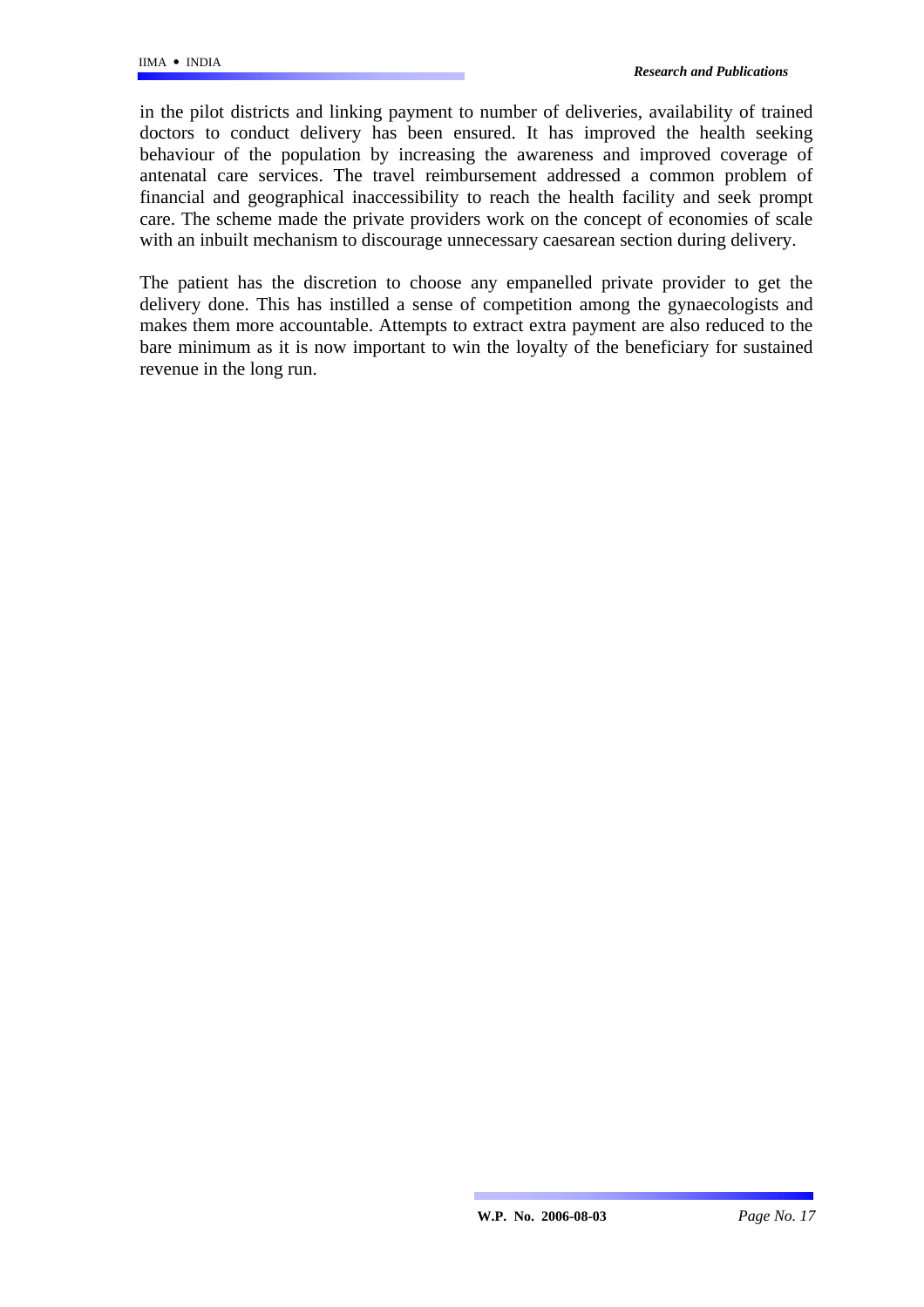in the pilot districts and linking payment to number of deliveries, availability of trained doctors to conduct delivery has been ensured. It has improved the health seeking behaviour of the population by increasing the awareness and improved coverage of antenatal care services. The travel reimbursement addressed a common problem of financial and geographical inaccessibility to reach the health facility and seek prompt care. The scheme made the private providers work on the concept of economies of scale with an inbuilt mechanism to discourage unnecessary caesarean section during delivery.

The patient has the discretion to choose any empanelled private provider to get the delivery done. This has instilled a sense of competition among the gynaecologists and makes them more accountable. Attempts to extract extra payment are also reduced to the bare minimum as it is now important to win the loyalty of the beneficiary for sustained revenue in the long run.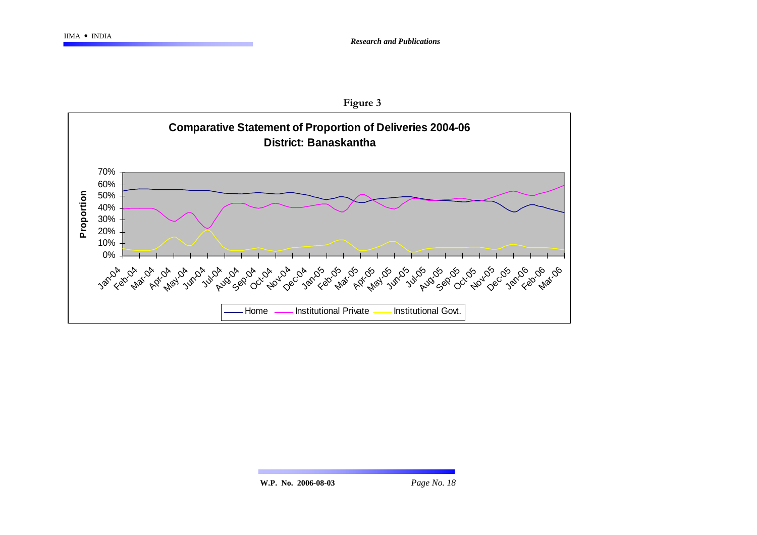**Figure 3**

**Comparative Statement of Proportion of Deliveries 2004-06**
**District: Banaskantha**

Proportion

70%
60%
50%
40%
30%
20%
10%
0%

Jan-04 Feb-04 Mar-04 Apr-04 May-04 Jun-04 Jul-04 Aug-04 Sep-04 Oct-04 Nov-04 Dec-04 Jan-05 Feb-05 Mar-05 Apr-05 May-05 Jun-05 Jul-05 Aug-05 Sep-05 Oct-05 Nov-05 Dec-05 Jan-06 Feb-06 Mar-06

Home — Institutional Private — Institutional Govt.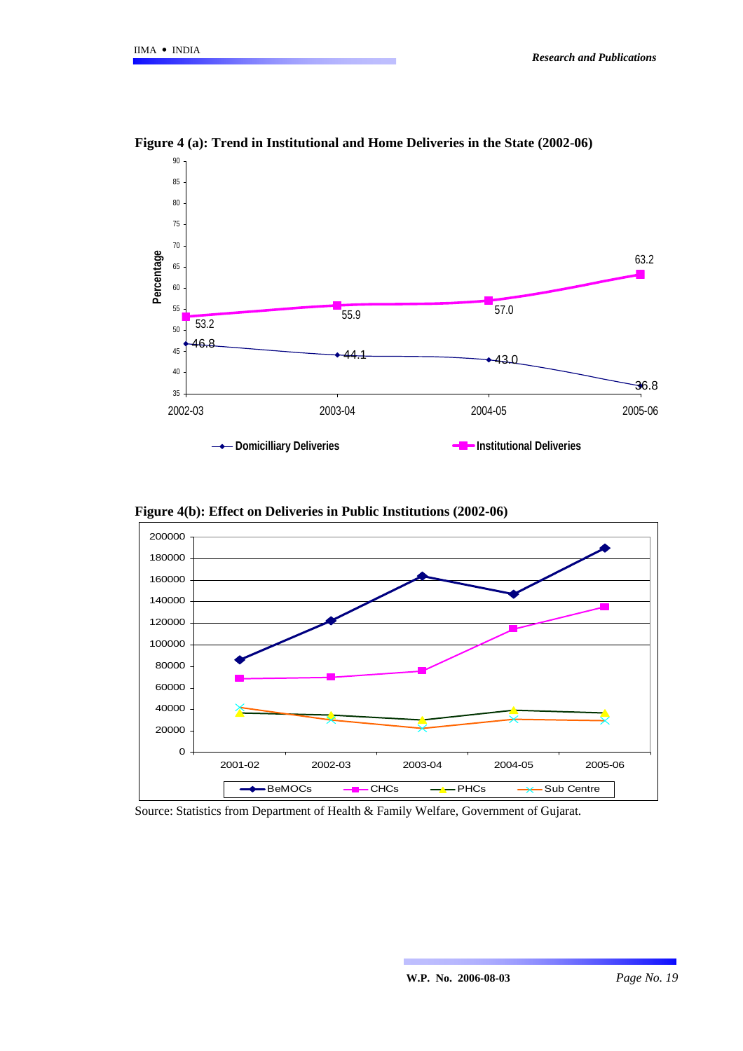**Figure 4 (a): Trend in Institutional and Home Deliveries in the State (2002-06)**

**Figure 4(b): Effect on Deliveries in Public Institutions (2002-06)**

Source: Statistics from Department of Health & Family Welfare, Government of Gujarat.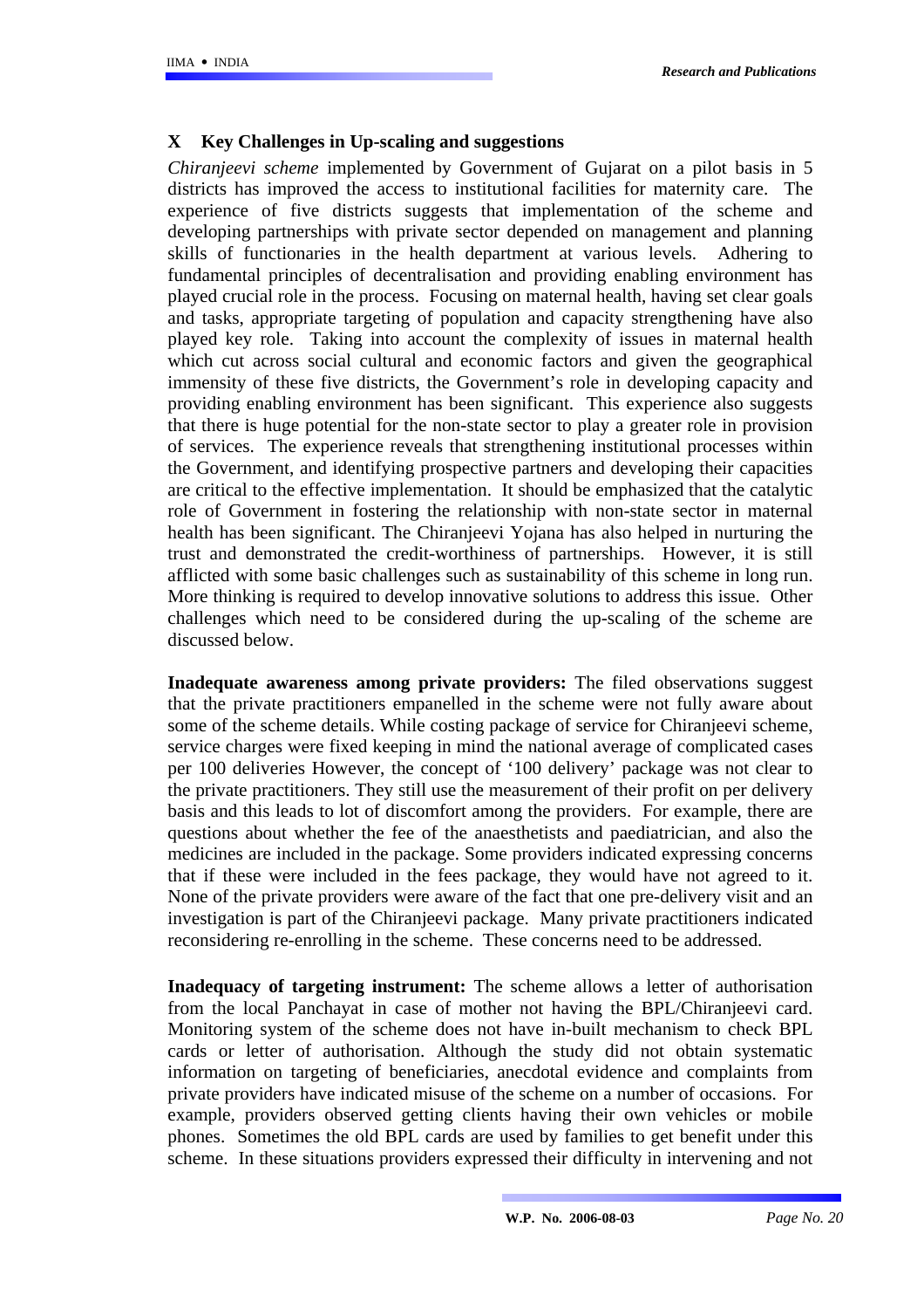## X Key Challenges in Up-scaling and suggestions

*Chiranjeevi scheme* implemented by Government of Gujarat on a pilot basis in 5 districts has improved the access to institutional facilities for maternity care. The experience of five districts suggests that implementation of the scheme and developing partnerships with private sector depended on management and planning skills of functionaries in the health department at various levels. Adhering to fundamental principles of decentralisation and providing enabling environment has played crucial role in the process. Focusing on maternal health, having set clear goals and tasks, appropriate targeting of population and capacity strengthening have also played key role. Taking into account the complexity of issues in maternal health which cut across social cultural and economic factors and given the geographical immensity of these five districts, the Government's role in developing capacity and providing enabling environment has been significant. This experience also suggests that there is huge potential for the non-state sector to play a greater role in provision of services. The experience reveals that strengthening institutional processes within the Government, and identifying prospective partners and developing their capacities are critical to the effective implementation. It should be emphasized that the catalytic role of Government in fostering the relationship with non-state sector in maternal health has been significant. The Chiranjeevi Yojana has also helped in nurturing the trust and demonstrated the credit-worthiness of partnerships. However, it is still afflicted with some basic challenges such as sustainability of this scheme in long run. More thinking is required to develop innovative solutions to address this issue. Other challenges which need to be considered during the up-scaling of the scheme are discussed below.

**Inadequate awareness among private providers:** The filed observations suggest that the private practitioners empanelled in the scheme were not fully aware about some of the scheme details. While costing package of service for Chiranjeevi scheme, service charges were fixed keeping in mind the national average of complicated cases per 100 deliveries However, the concept of '100 delivery' package was not clear to the private practitioners. They still use the measurement of their profit on per delivery basis and this leads to lot of discomfort among the providers. For example, there are questions about whether the fee of the anaesthetists and paediatrician, and also the medicines are included in the package. Some providers indicated expressing concerns that if these were included in the fees package, they would have not agreed to it. None of the private providers were aware of the fact that one pre-delivery visit and an investigation is part of the Chiranjeevi package. Many private practitioners indicated reconsidering re-enrolling in the scheme. These concerns need to be addressed.

**Inadequacy of targeting instrument:** The scheme allows a letter of authorisation from the local Panchayat in case of mother not having the BPL/Chiranjeevi card. Monitoring system of the scheme does not have in-built mechanism to check BPL cards or letter of authorisation. Although the study did not obtain systematic information on targeting of beneficiaries, anecdotal evidence and complaints from private providers have indicated misuse of the scheme on a number of occasions. For example, providers observed getting clients having their own vehicles or mobile phones. Sometimes the old BPL cards are used by families to get benefit under this scheme. In these situations providers expressed their difficulty in intervening and not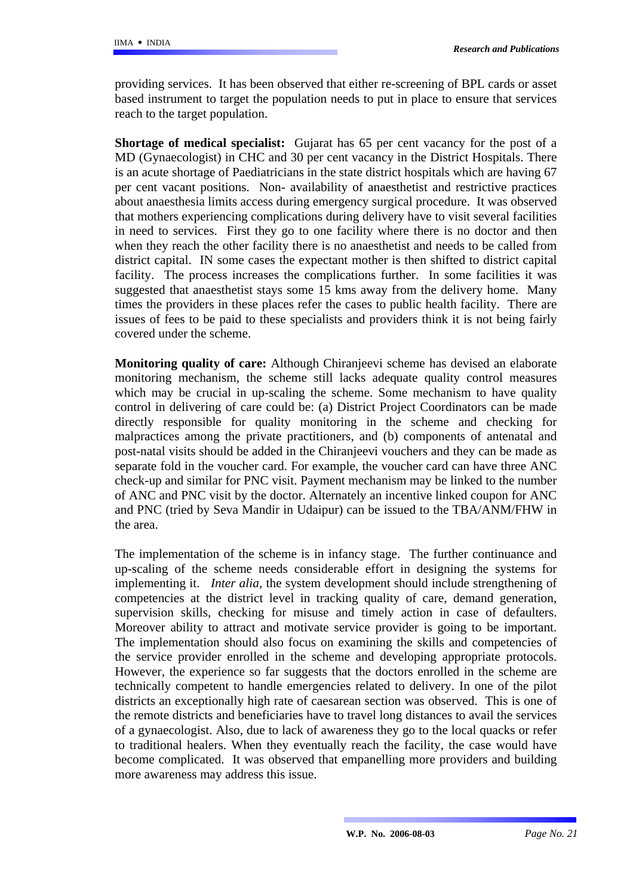providing services. It has been observed that either re-screening of BPL cards or asset based instrument to target the population needs to put in place to ensure that services reach to the target population.

**Shortage of medical specialist:** Gujarat has 65 per cent vacancy for the post of a MD (Gynaecologist) in CHC and 30 per cent vacancy in the District Hospitals. There is an acute shortage of Paediatricians in the state district hospitals which are having 67 per cent vacant positions. Non- availability of anaesthetist and restrictive practices about anaesthesia limits access during emergency surgical procedure. It was observed that mothers experiencing complications during delivery have to visit several facilities in need to services. First they go to one facility where there is no doctor and then when they reach the other facility there is no anaesthetist and needs to be called from district capital. IN some cases the expectant mother is then shifted to district capital facility. The process increases the complications further. In some facilities it was suggested that anaesthetist stays some 15 kms away from the delivery home. Many times the providers in these places refer the cases to public health facility. There are issues of fees to be paid to these specialists and providers think it is not being fairly covered under the scheme.

**Monitoring quality of care:** Although Chiranjeevi scheme has devised an elaborate monitoring mechanism, the scheme still lacks adequate quality control measures which may be crucial in up-scaling the scheme. Some mechanism to have quality control in delivering of care could be: (a) District Project Coordinators can be made directly responsible for quality monitoring in the scheme and checking for malpractices among the private practitioners, and (b) components of antenatal and post-natal visits should be added in the Chiranjeevi vouchers and they can be made as separate fold in the voucher card. For example, the voucher card can have three ANC check-up and similar for PNC visit. Payment mechanism may be linked to the number of ANC and PNC visit by the doctor. Alternately an incentive linked coupon for ANC and PNC (tried by Seva Mandir in Udaipur) can be issued to the TBA/ANM/FHW in the area.

The implementation of the scheme is in infancy stage. The further continuance and up-scaling of the scheme needs considerable effort in designing the systems for implementing it. *Inter alia*, the system development should include strengthening of competencies at the district level in tracking quality of care, demand generation, supervision skills, checking for misuse and timely action in case of defaulters. Moreover ability to attract and motivate service provider is going to be important. The implementation should also focus on examining the skills and competencies of the service provider enrolled in the scheme and developing appropriate protocols. However, the experience so far suggests that the doctors enrolled in the scheme are technically competent to handle emergencies related to delivery. In one of the pilot districts an exceptionally high rate of caesarean section was observed. This is one of the remote districts and beneficiaries have to travel long distances to avail the services of a gynaecologist. Also, due to lack of awareness they go to the local quacks or refer to traditional healers. When they eventually reach the facility, the case would have become complicated. It was observed that empanelling more providers and building more awareness may address this issue.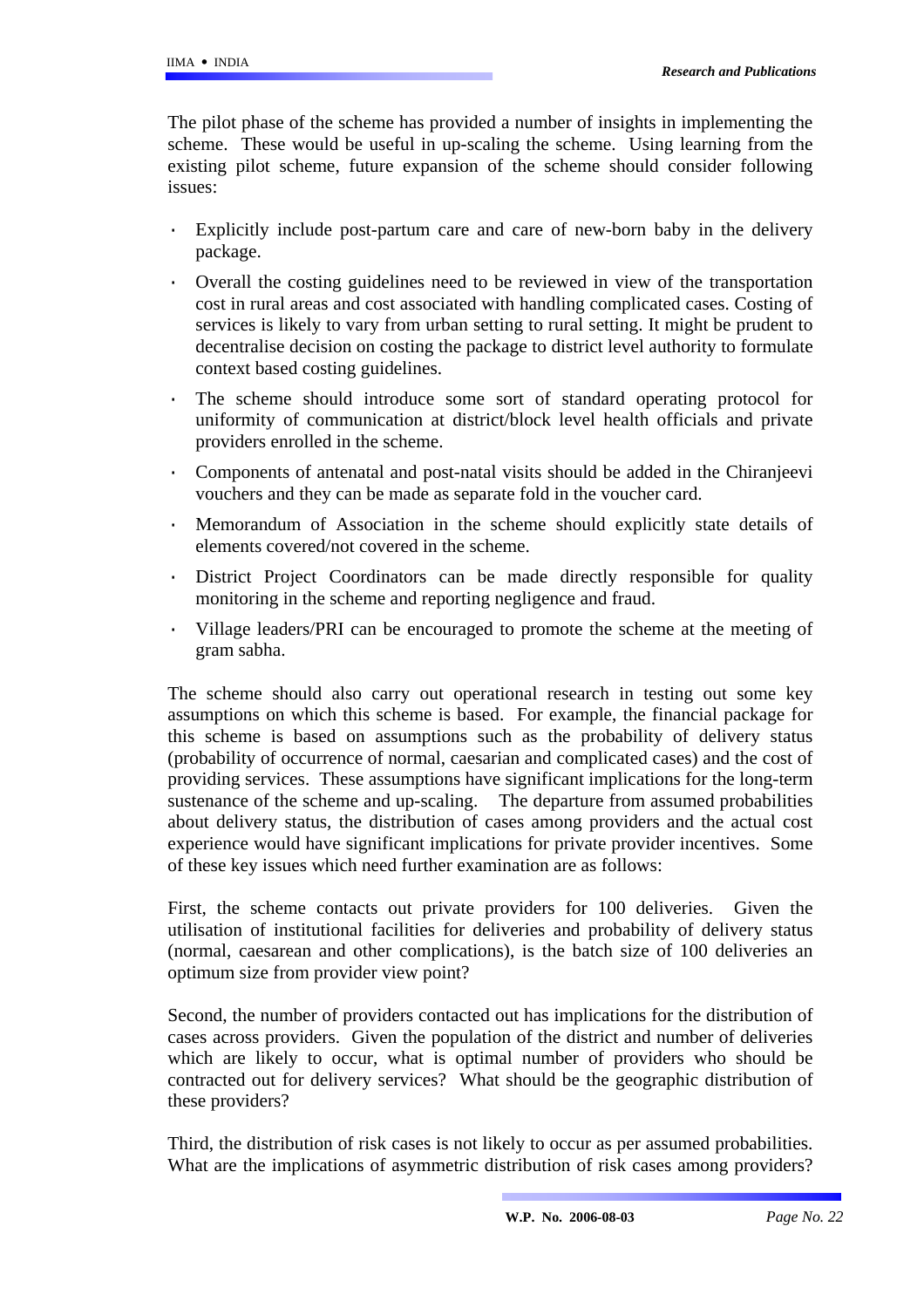The pilot phase of the scheme has provided a number of insights in implementing the scheme. These would be useful in up-scaling the scheme. Using learning from the existing pilot scheme, future expansion of the scheme should consider following issues:

- Explicitly include post-partum care and care of new-born baby in the delivery package.
- Overall the costing guidelines need to be reviewed in view of the transportation cost in rural areas and cost associated with handling complicated cases. Costing of services is likely to vary from urban setting to rural setting. It might be prudent to decentralise decision on costing the package to district level authority to formulate context based costing guidelines.
- The scheme should introduce some sort of standard operating protocol for uniformity of communication at district/block level health officials and private providers enrolled in the scheme.
- Components of antenatal and post-natal visits should be added in the Chiranjeevi vouchers and they can be made as separate fold in the voucher card.
- Memorandum of Association in the scheme should explicitly state details of elements covered/not covered in the scheme.
- District Project Coordinators can be made directly responsible for quality monitoring in the scheme and reporting negligence and fraud.
- Village leaders/PRI can be encouraged to promote the scheme at the meeting of gram sabha.

The scheme should also carry out operational research in testing out some key assumptions on which this scheme is based. For example, the financial package for this scheme is based on assumptions such as the probability of delivery status (probability of occurrence of normal, caesarian and complicated cases) and the cost of providing services. These assumptions have significant implications for the long-term sustenance of the scheme and up-scaling. The departure from assumed probabilities about delivery status, the distribution of cases among providers and the actual cost experience would have significant implications for private provider incentives. Some of these key issues which need further examination are as follows:

First, the scheme contacts out private providers for 100 deliveries. Given the utilisation of institutional facilities for deliveries and probability of delivery status (normal, caesarean and other complications), is the batch size of 100 deliveries an optimum size from provider view point?

Second, the number of providers contacted out has implications for the distribution of cases across providers. Given the population of the district and number of deliveries which are likely to occur, what is optimal number of providers who should be contracted out for delivery services? What should be the geographic distribution of these providers?

Third, the distribution of risk cases is not likely to occur as per assumed probabilities. What are the implications of asymmetric distribution of risk cases among providers?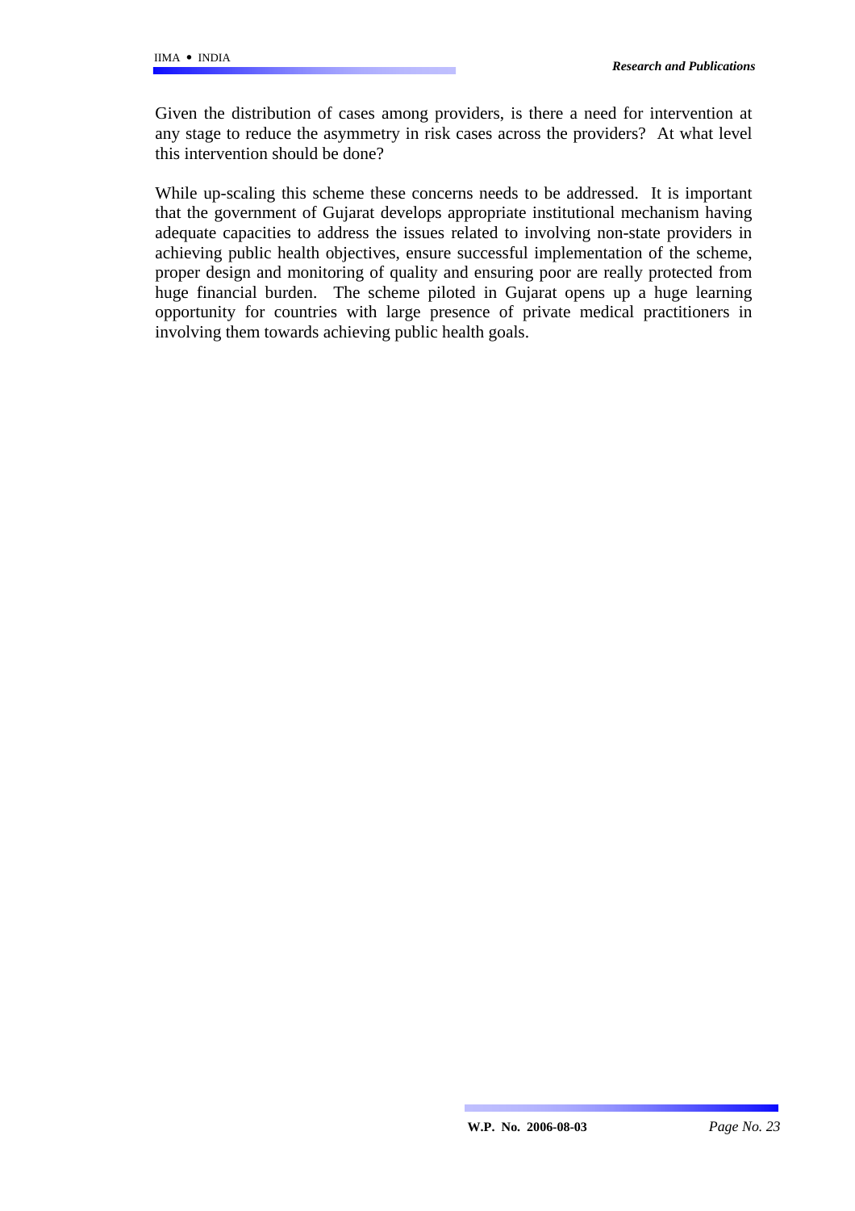Given the distribution of cases among providers, is there a need for intervention at any stage to reduce the asymmetry in risk cases across the providers? At what level this intervention should be done?

While up-scaling this scheme these concerns needs to be addressed. It is important that the government of Gujarat develops appropriate institutional mechanism having adequate capacities to address the issues related to involving non-state providers in achieving public health objectives, ensure successful implementation of the scheme, proper design and monitoring of quality and ensuring poor are really protected from huge financial burden. The scheme piloted in Gujarat opens up a huge learning opportunity for countries with large presence of private medical practitioners in involving them towards achieving public health goals.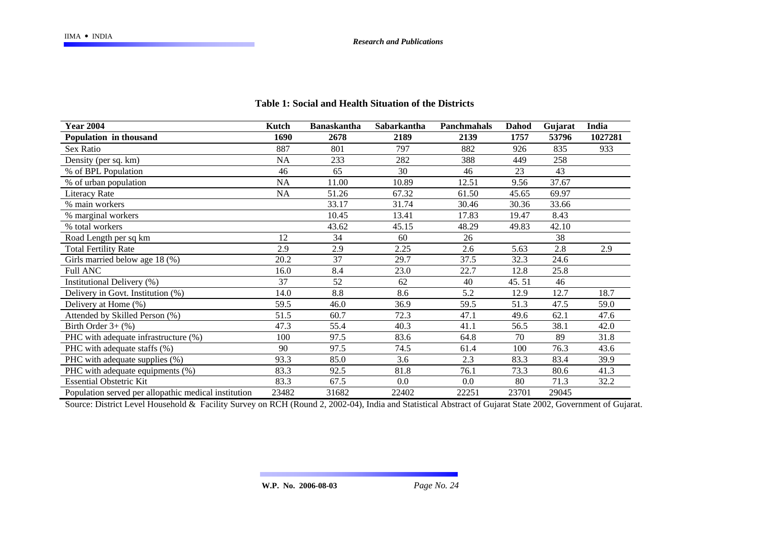**Table 1: Social and Health Situation of the Districts**

| **Year 2004** | **Kutch** | **Banaskantha** | **Sabarkantha** | **Panchmahals** | **Dahod** | **Gujarat** | **India** |
|---|---|---|---|---|---|---|---|
| **Population in thousand** | **1690** | **2678** | **2189** | **2139** | **1757** | **53796** | **1027281** |
| Sex Ratio | 887 | 801 | 797 | 882 | 926 | 835 | 933 |
| Density (per sq. km) | NA | 233 | 282 | 388 | 449 | 258 | |
| % of BPL Population | 46 | 65 | 30 | 46 | 23 | 43 | |
| % of urban population | NA | 11.00 | 10.89 | 12.51 | 9.56 | 37.67 | |
| Literacy Rate | NA | 51.26 | 67.32 | 61.50 | 45.65 | 69.97 | |
| % main workers | | 33.17 | 31.74 | 30.46 | 30.36 | 33.66 | |
| % marginal workers | | 10.45 | 13.41 | 17.83 | 19.47 | 8.43 | |
| % total workers | | 43.62 | 45.15 | 48.29 | 49.83 | 42.10 | |
| Road Length per sq km | 12 | 34 | 60 | 26 | | 38 | |
| Total Fertility Rate | 2.9 | 2.9 | 2.25 | 2.6 | 5.63 | 2.8 | 2.9 |
| Girls married below age 18 (%) | 20.2 | 37 | 29.7 | 37.5 | 32.3 | 24.6 | |
| Full ANC | 16.0 | 8.4 | 23.0 | 22.7 | 12.8 | 25.8 | |
| Institutional Delivery (%) | 37 | 52 | 62 | 40 | 45. 51 | 46 | |
| Delivery in Govt. Institution (%) | 14.0 | 8.8 | 8.6 | 5.2 | 12.9 | 12.7 | 18.7 |
| Delivery at Home (%) | 59.5 | 46.0 | 36.9 | 59.5 | 51.3 | 47.5 | 59.0 |
| Attended by Skilled Person (%) | 51.5 | 60.7 | 72.3 | 47.1 | 49.6 | 62.1 | 47.6 |
| Birth Order 3+ (%) | 47.3 | 55.4 | 40.3 | 41.1 | 56.5 | 38.1 | 42.0 |
| PHC with adequate infrastructure (%) | 100 | 97.5 | 83.6 | 64.8 | 70 | 89 | 31.8 |
| PHC with adequate staffs (%) | 90 | 97.5 | 74.5 | 61.4 | 100 | 76.3 | 43.6 |
| PHC with adequate supplies (%) | 93.3 | 85.0 | 3.6 | 2.3 | 83.3 | 83.4 | 39.9 |
| PHC with adequate equipments (%) | 83.3 | 92.5 | 81.8 | 76.1 | 73.3 | 80.6 | 41.3 |
| Essential Obstetric Kit | 83.3 | 67.5 | 0.0 | 0.0 | 80 | 71.3 | 32.2 |
| Population served per allopathic medical institution | 23482 | 31682 | 22402 | 22251 | 23701 | 29045 | |

Source: District Level Household & Facility Survey on RCH (Round 2, 2002-04), India and Statistical Abstract of Gujarat State 2002, Government of Gujarat.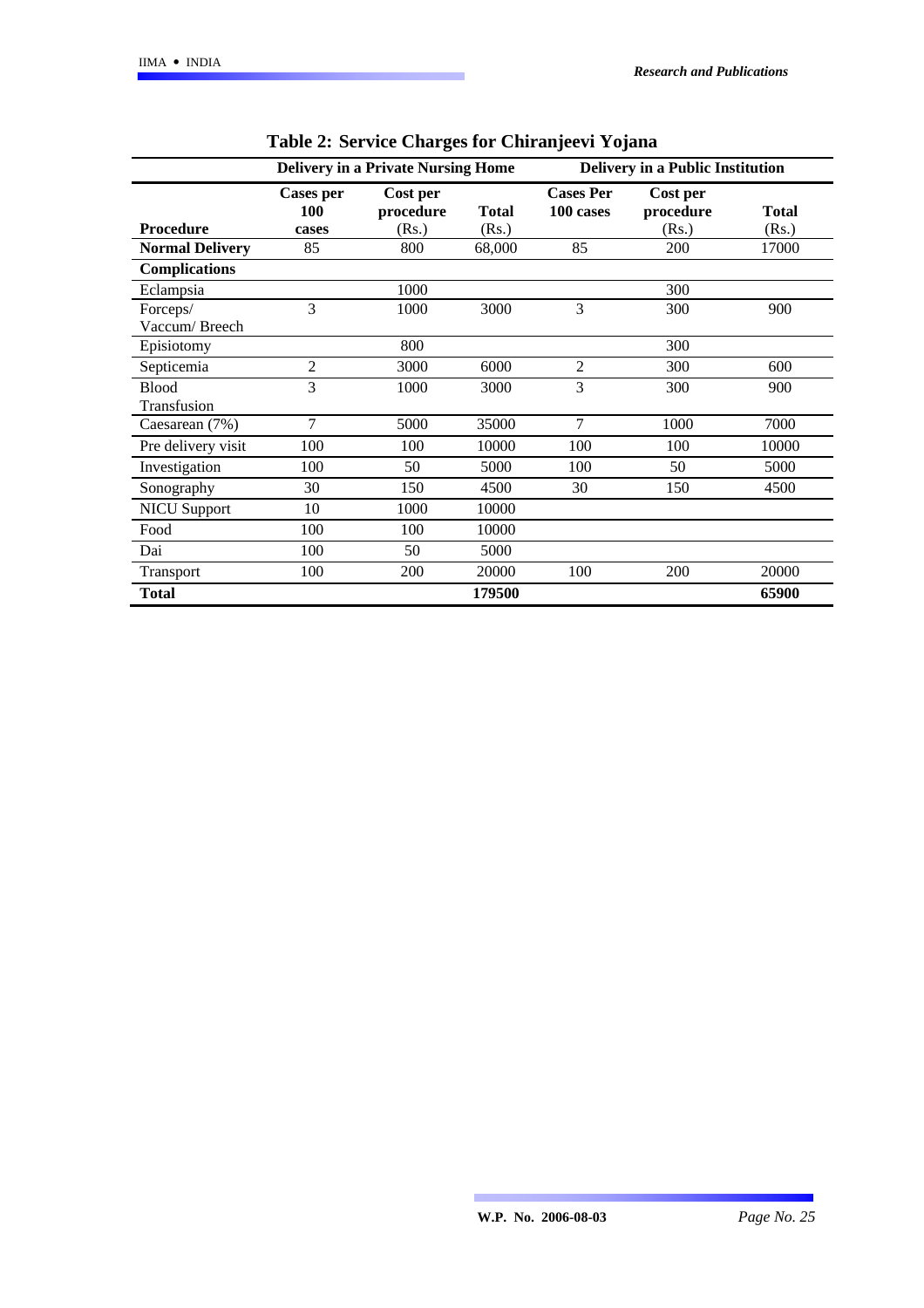## Table 2: Service Charges for Chiranjeevi Yojana

| | Delivery in a Private Nursing Home | | | Delivery in a Public Institution | | |
|---|---|---|---|---|---|---|
| **Procedure** | **Cases per 100 cases** | **Cost per procedure (Rs.)** | **Total (Rs.)** | **Cases Per 100 cases** | **Cost per procedure (Rs.)** | **Total (Rs.)** |
| **Normal Delivery** | 85 | 800 | 68,000 | 85 | 200 | 17000 |
| **Complications** | | | | | | |
| Eclampsia | | 1000 | | | 300 | |
| Forceps/ Vaccum/ Breech | 3 | 1000 | 3000 | 3 | 300 | 900 |
| Episiotomy | | 800 | | | 300 | |
| Septicemia | 2 | 3000 | 6000 | 2 | 300 | 600 |
| Blood Transfusion | 3 | 1000 | 3000 | 3 | 300 | 900 |
| Caesarean (7%) | 7 | 5000 | 35000 | 7 | 1000 | 7000 |
| Pre delivery visit | 100 | 100 | 10000 | 100 | 100 | 10000 |
| Investigation | 100 | 50 | 5000 | 100 | 50 | 5000 |
| Sonography | 30 | 150 | 4500 | 30 | 150 | 4500 |
| NICU Support | 10 | 1000 | 10000 | | | |
| Food | 100 | 100 | 10000 | | | |
| Dai | 100 | 50 | 5000 | | | |
| Transport | 100 | 200 | 20000 | 100 | 200 | 20000 |
| **Total** | | | **179500** | | | **65900** |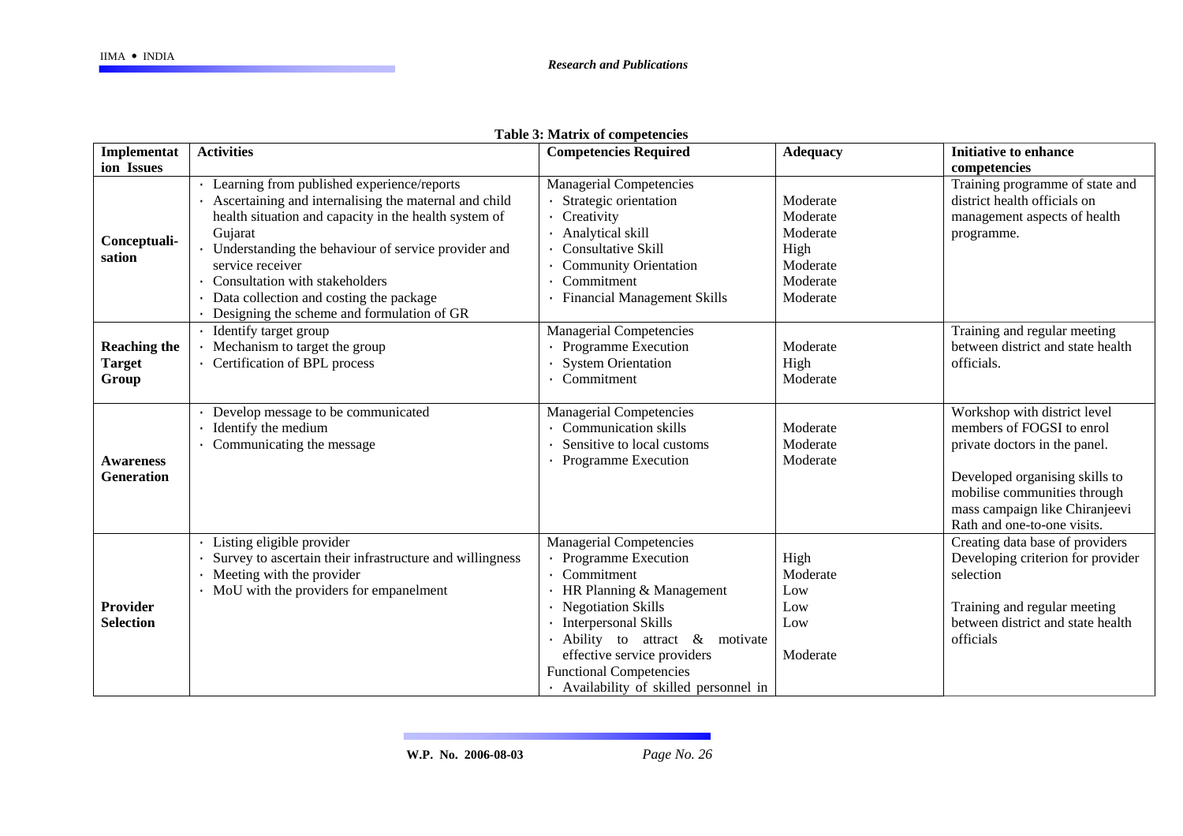**Table 3: Matrix of competencies**

| Implementation Issues | Activities | Competencies Required | Adequacy | Initiative to enhance competencies |
|---|---|---|---|---|
| **Conceptualisation** | · Learning from published experience/reports<br>· Ascertaining and internalising the maternal and child health situation and capacity in the health system of Gujarat<br>· Understanding the behaviour of service provider and service receiver<br>· Consultation with stakeholders<br>· Data collection and costing the package<br>· Designing the scheme and formulation of GR | Managerial Competencies<br>· Strategic orientation<br>· Creativity<br>· Analytical skill<br>· Consultative Skill<br>· Community Orientation<br>· Commitment<br>· Financial Management Skills | <br>Moderate<br>Moderate<br>Moderate<br>High<br>Moderate<br>Moderate<br>Moderate | Training programme of state and district health officials on management aspects of health programme. |
| **Reaching the Target Group** | · Identify target group<br>· Mechanism to target the group<br>· Certification of BPL process | Managerial Competencies<br>· Programme Execution<br>· System Orientation<br>· Commitment | <br>Moderate<br>High<br>Moderate | Training and regular meeting between district and state health officials. |
| **Awareness Generation** | · Develop message to be communicated<br>· Identify the medium<br>· Communicating the message | Managerial Competencies<br>· Communication skills<br>· Sensitive to local customs<br>· Programme Execution | <br>Moderate<br>Moderate<br>Moderate | Workshop with district level members of FOGSI to enrol private doctors in the panel.<br><br>Developed organising skills to mobilise communities through mass campaign like Chiranjeevi Rath and one-to-one visits. |
| **Provider Selection** | · Listing eligible provider<br>· Survey to ascertain their infrastructure and willingness<br>· Meeting with the provider<br>· MoU with the providers for empanelment | Managerial Competencies<br>· Programme Execution<br>· Commitment<br>· HR Planning & Management<br>· Negotiation Skills<br>· Interpersonal Skills<br>· Ability to attract & motivate effective service providers<br>Functional Competencies<br>· Availability of skilled personnel in | <br>High<br>Moderate<br>Low<br>Low<br>Low<br>Moderate | Creating data base of providers<br>Developing criterion for provider selection<br><br>Training and regular meeting between district and state health officials |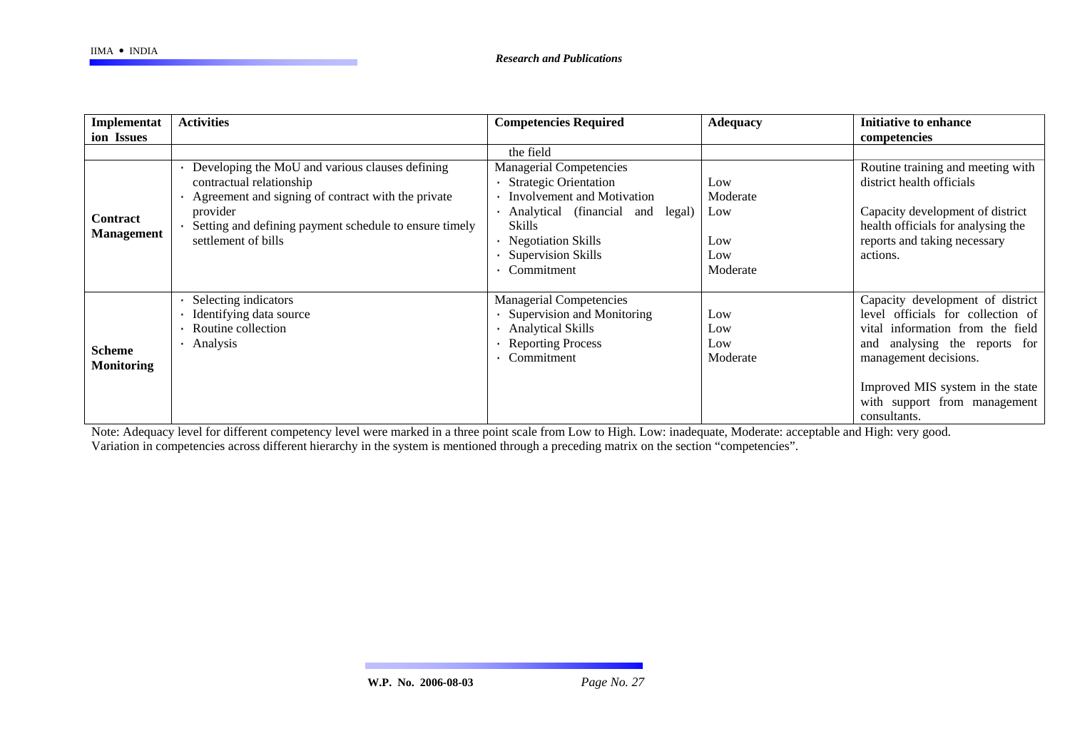| Implementation Issues | Activities | Competencies Required | Adequacy | Initiative to enhance competencies |
|---|---|---|---|---|
| | | the field | | |
| **Contract Management** | · Developing the MoU and various clauses defining contractual relationship<br>· Agreement and signing of contract with the private provider<br>· Setting and defining payment schedule to ensure timely settlement of bills | Managerial Competencies<br>· Strategic Orientation<br>· Involvement and Motivation<br>· Analytical (financial and legal) Skills<br>· Negotiation Skills<br>· Supervision Skills<br>· Commitment | <br>Low<br>Moderate<br>Low<br><br>Low<br>Low<br>Moderate | Routine training and meeting with district health officials<br><br>Capacity development of district health officials for analysing the reports and taking necessary actions. |
| **Scheme Monitoring** | · Selecting indicators<br>· Identifying data source<br>· Routine collection<br>· Analysis | Managerial Competencies<br>· Supervision and Monitoring<br>· Analytical Skills<br>· Reporting Process<br>· Commitment | <br>Low<br>Low<br>Low<br>Moderate | Capacity development of district level officials for collection of vital information from the field and analysing the reports for management decisions.<br><br>Improved MIS system in the state with support from management consultants. |

Note: Adequacy level for different competency level were marked in a three point scale from Low to High. Low: inadequate, Moderate: acceptable and High: very good.
Variation in competencies across different hierarchy in the system is mentioned through a preceding matrix on the section "competencies".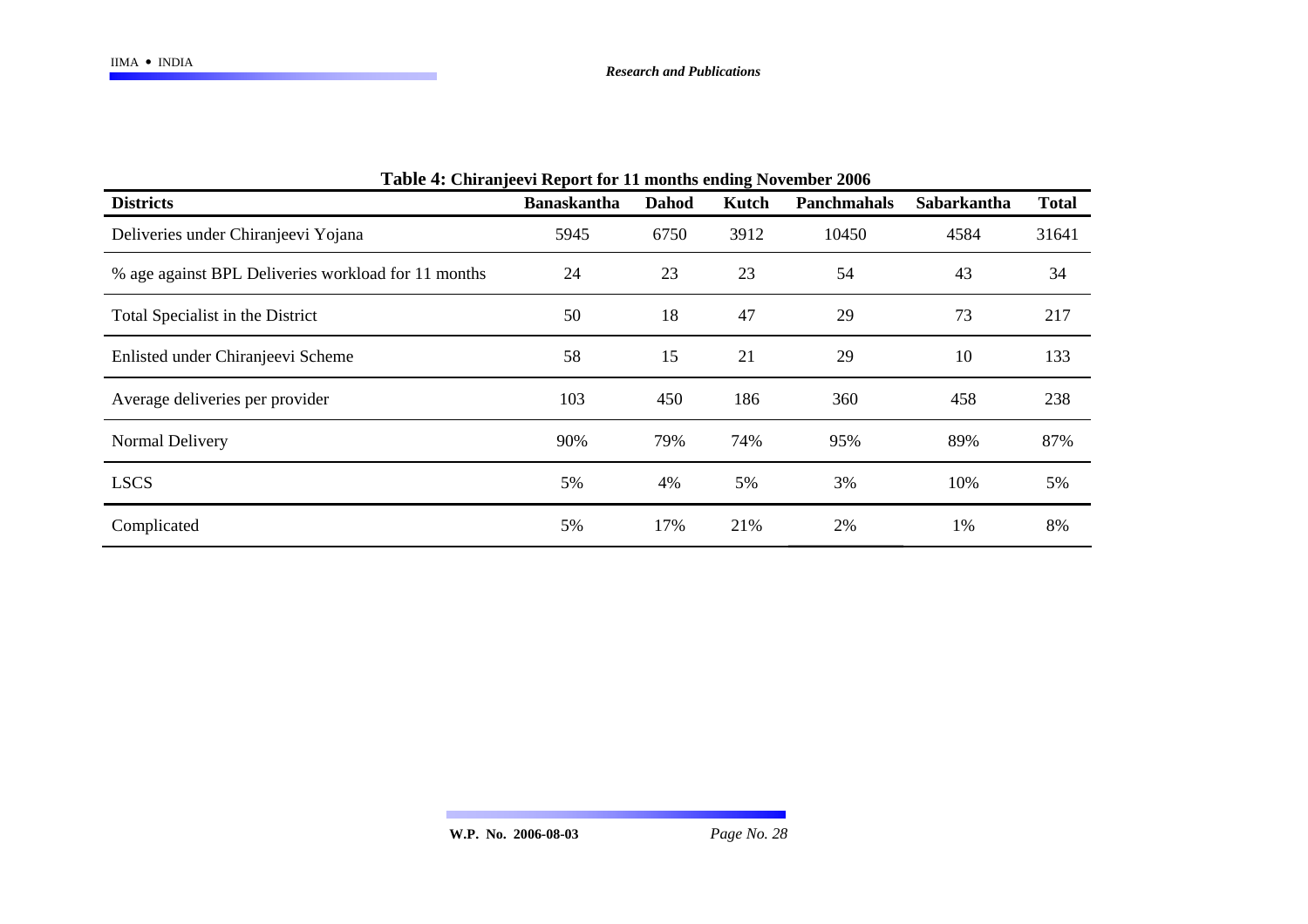**Table 4: Chiranjeevi Report for 11 months ending November 2006**

| Districts | Banaskantha | Dahod | Kutch | Panchmahals | Sabarkantha | Total |
|---|---|---|---|---|---|---|
| Deliveries under Chiranjeevi Yojana | 5945 | 6750 | 3912 | 10450 | 4584 | 31641 |
| % age against BPL Deliveries workload for 11 months | 24 | 23 | 23 | 54 | 43 | 34 |
| Total Specialist in the District | 50 | 18 | 47 | 29 | 73 | 217 |
| Enlisted under Chiranjeevi Scheme | 58 | 15 | 21 | 29 | 10 | 133 |
| Average deliveries per provider | 103 | 450 | 186 | 360 | 458 | 238 |
| Normal Delivery | 90% | 79% | 74% | 95% | 89% | 87% |
| LSCS | 5% | 4% | 5% | 3% | 10% | 5% |
| Complicated | 5% | 17% | 21% | 2% | 1% | 8% |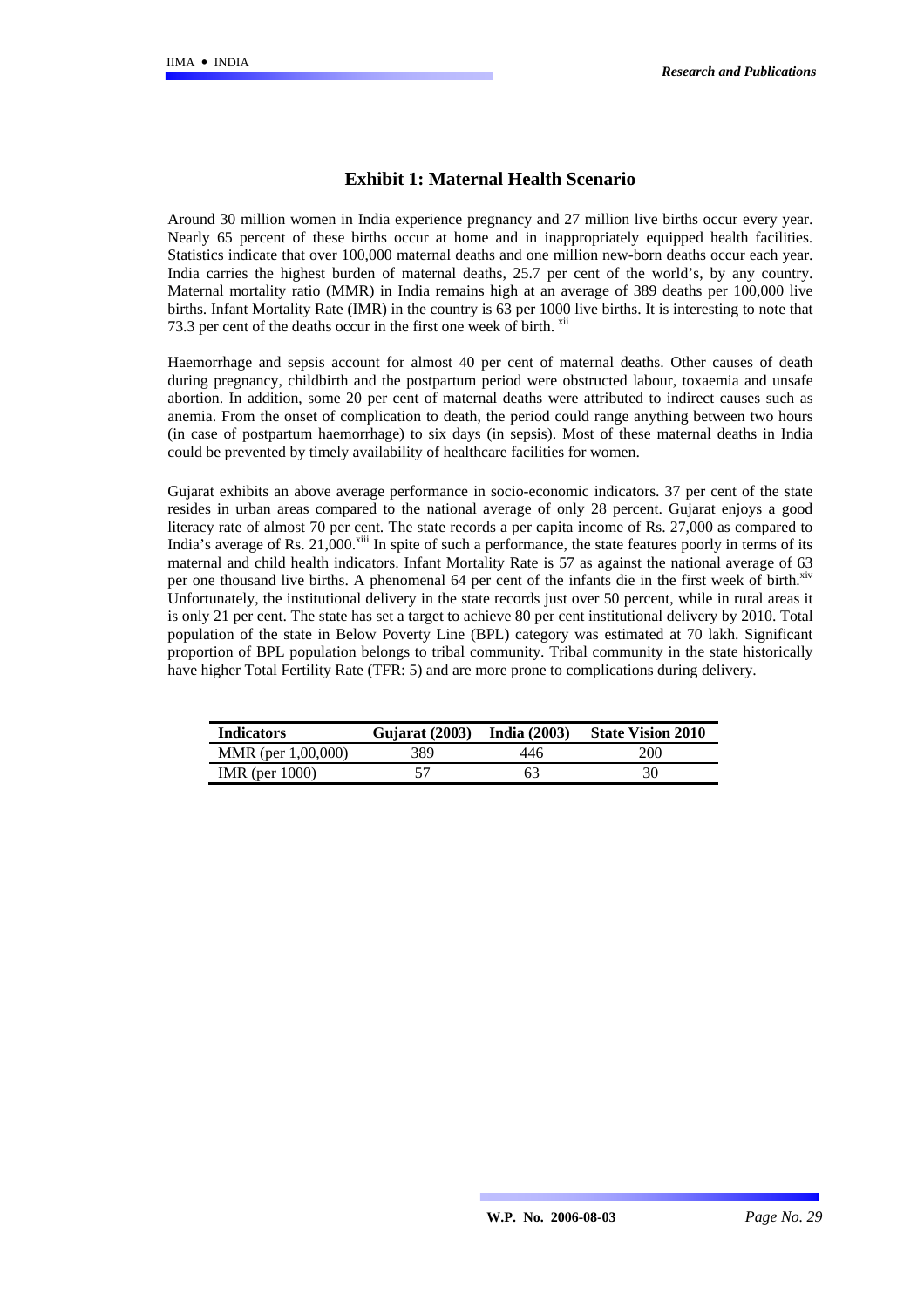## Exhibit 1: Maternal Health Scenario

Around 30 million women in India experience pregnancy and 27 million live births occur every year. Nearly 65 percent of these births occur at home and in inappropriately equipped health facilities. Statistics indicate that over 100,000 maternal deaths and one million new-born deaths occur each year. India carries the highest burden of maternal deaths, 25.7 per cent of the world's, by any country. Maternal mortality ratio (MMR) in India remains high at an average of 389 deaths per 100,000 live births. Infant Mortality Rate (IMR) in the country is 63 per 1000 live births. It is interesting to note that 73.3 per cent of the deaths occur in the first one week of birth. [xii]

Haemorrhage and sepsis account for almost 40 per cent of maternal deaths. Other causes of death during pregnancy, childbirth and the postpartum period were obstructed labour, toxaemia and unsafe abortion. In addition, some 20 per cent of maternal deaths were attributed to indirect causes such as anemia. From the onset of complication to death, the period could range anything between two hours (in case of postpartum haemorrhage) to six days (in sepsis). Most of these maternal deaths in India could be prevented by timely availability of healthcare facilities for women.

Gujarat exhibits an above average performance in socio-economic indicators. 37 per cent of the state resides in urban areas compared to the national average of only 28 percent. Gujarat enjoys a good literacy rate of almost 70 per cent. The state records a per capita income of Rs. 27,000 as compared to India's average of Rs. 21,000.[xiii] In spite of such a performance, the state features poorly in terms of its maternal and child health indicators. Infant Mortality Rate is 57 as against the national average of 63 per one thousand live births. A phenomenal 64 per cent of the infants die in the first week of birth.[xiv] Unfortunately, the institutional delivery in the state records just over 50 percent, while in rural areas it is only 21 per cent. The state has set a target to achieve 80 per cent institutional delivery by 2010. Total population of the state in Below Poverty Line (BPL) category was estimated at 70 lakh. Significant proportion of BPL population belongs to tribal community. Tribal community in the state historically have higher Total Fertility Rate (TFR: 5) and are more prone to complications during delivery.

| Indicators | Gujarat (2003) | India (2003) | State Vision 2010 |
|---|---|---|---|
| MMR (per 1,00,000) | 389 | 446 | 200 |
| IMR (per 1000) | 57 | 63 | 30 |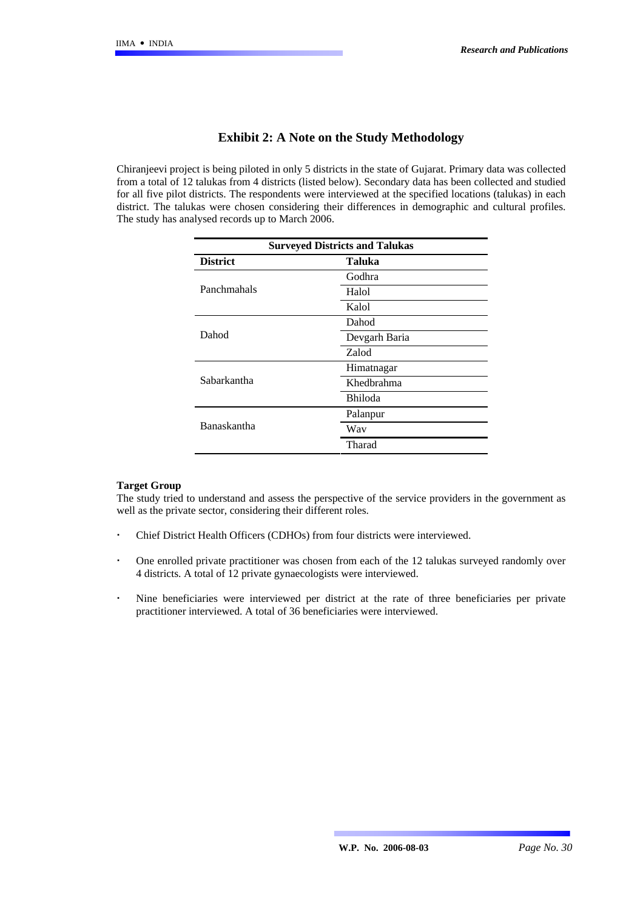## Exhibit 2: A Note on the Study Methodology

Chiranjeevi project is being piloted in only 5 districts in the state of Gujarat. Primary data was collected from a total of 12 talukas from 4 districts (listed below). Secondary data has been collected and studied for all five pilot districts. The respondents were interviewed at the specified locations (talukas) in each district. The talukas were chosen considering their differences in demographic and cultural profiles. The study has analysed records up to March 2006.

**Surveyed Districts and Talukas**

| District | Taluka |
|---|---|
| Panchmahals | Godhra |
| | Halol |
| | Kalol |
| Dahod | Dahod |
| | Devgarh Baria |
| | Zalod |
| Sabarkantha | Himatnagar |
| | Khedbrahma |
| | Bhiloda |
| Banaskantha | Palanpur |
| | Wav |
| | Tharad |

**Target Group**

The study tried to understand and assess the perspective of the service providers in the government as well as the private sector, considering their different roles.

- Chief District Health Officers (CDHOs) from four districts were interviewed.
- One enrolled private practitioner was chosen from each of the 12 talukas surveyed randomly over 4 districts. A total of 12 private gynaecologists were interviewed.
- Nine beneficiaries were interviewed per district at the rate of three beneficiaries per private practitioner interviewed. A total of 36 beneficiaries were interviewed.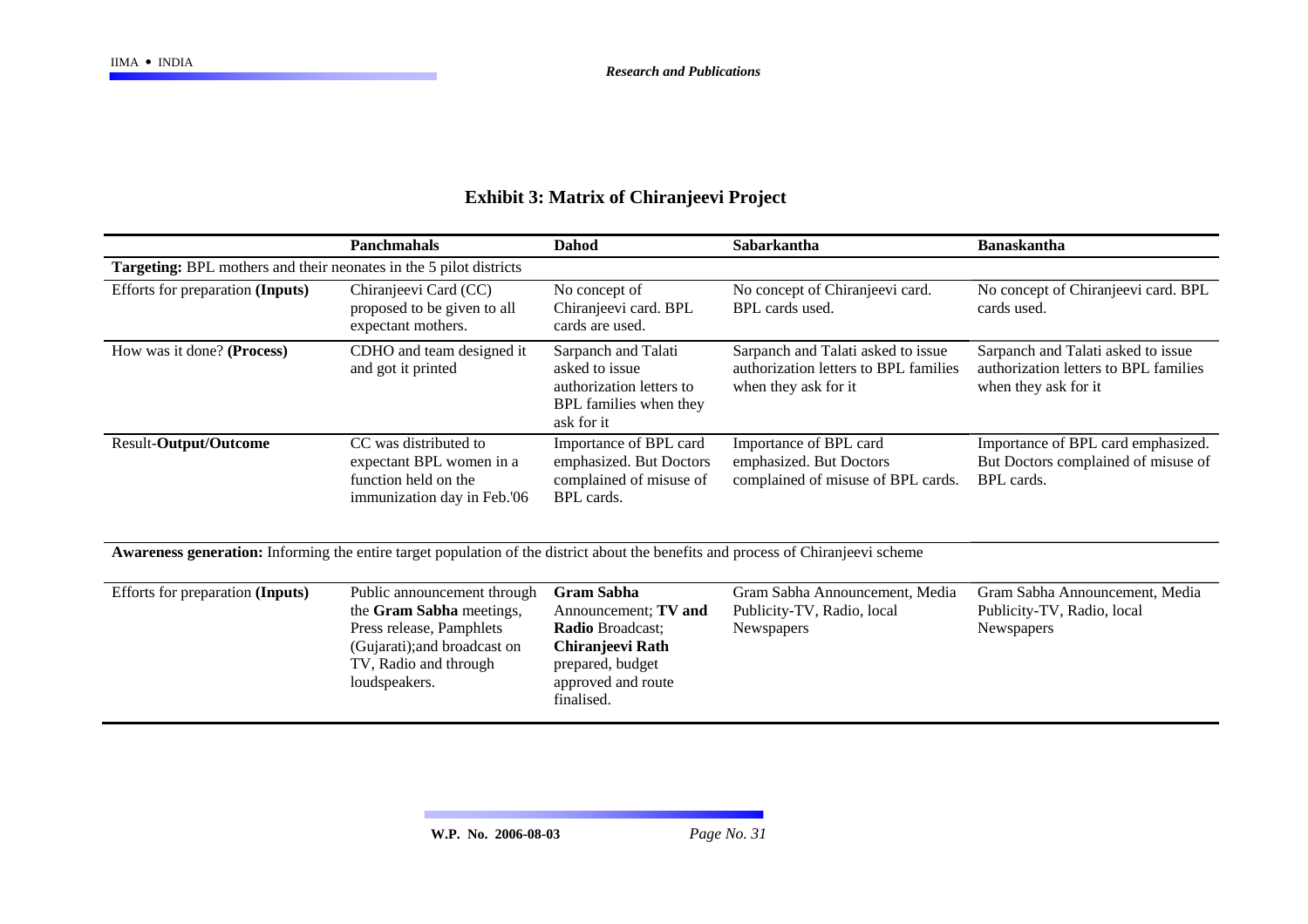# Exhibit 3: Matrix of Chiranjeevi Project

| | Panchmahals | Dahod | Sabarkantha | Banaskantha |
|---|---|---|---|---|
| **Targeting:** BPL mothers and their neonates in the 5 pilot districts | | | | |
| Efforts for preparation **(Inputs)** | Chiranjeevi Card (CC) proposed to be given to all expectant mothers. | No concept of Chiranjeevi card. BPL cards are used. | No concept of Chiranjeevi card. BPL cards used. | No concept of Chiranjeevi card. BPL cards used. |
| How was it done? **(Process)** | CDHO and team designed it and got it printed | Sarpanch and Talati asked to issue authorization letters to BPL families when they ask for it | Sarpanch and Talati asked to issue authorization letters to BPL families when they ask for it | Sarpanch and Talati asked to issue authorization letters to BPL families when they ask for it |
| Result-**Output/Outcome** | CC was distributed to expectant BPL women in a function held on the immunization day in Feb.'06 | Importance of BPL card emphasized. But Doctors complained of misuse of BPL cards. | Importance of BPL card emphasized. But Doctors complained of misuse of BPL cards. | Importance of BPL card emphasized. But Doctors complained of misuse of BPL cards. |
| **Awareness generation:** Informing the entire target population of the district about the benefits and process of Chiranjeevi scheme | | | | |
| Efforts for preparation **(Inputs)** | Public announcement through the **Gram Sabha** meetings, Press release, Pamphlets (Gujarati);and broadcast on TV, Radio and through loudspeakers. | **Gram Sabha** Announcement; **TV and Radio** Broadcast; **Chiranjeevi Rath** prepared, budget approved and route finalised. | Gram Sabha Announcement, Media Publicity-TV, Radio, local Newspapers | Gram Sabha Announcement, Media Publicity-TV, Radio, local Newspapers |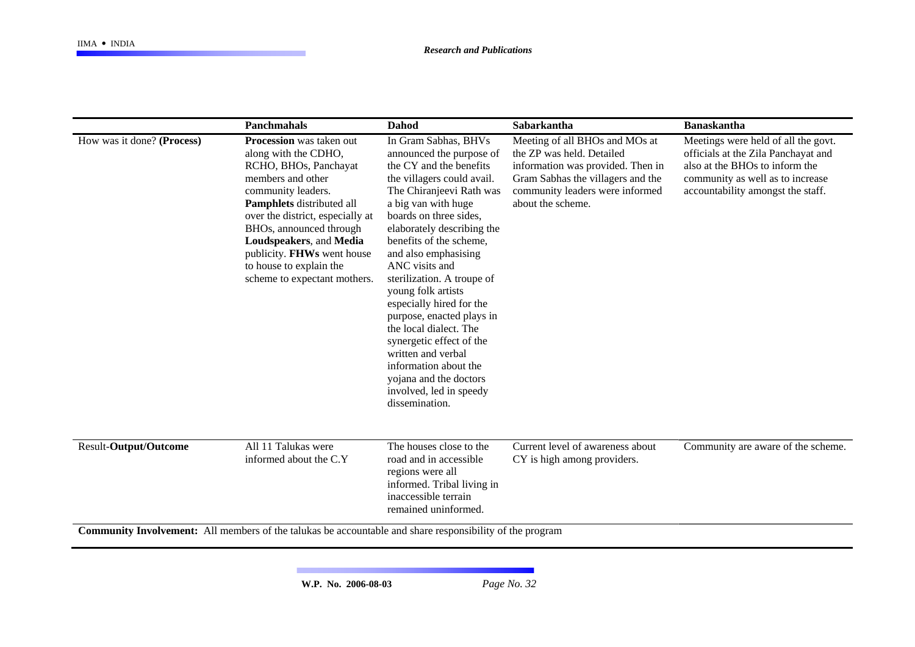| | Panchmahals | Dahod | Sabarkantha | Banaskantha |
|---|---|---|---|---|
| How was it done? **(Process)** | **Procession** was taken out along with the CDHO, RCHO, BHOs, Panchayat members and other community leaders. **Pamphlets** distributed all over the district, especially at BHOs, announced through **Loudspeakers**, and **Media** publicity. **FHWs** went house to house to explain the scheme to expectant mothers. | In Gram Sabhas, BHVs announced the purpose of the CY and the benefits the villagers could avail. The Chiranjeevi Rath was a big van with huge boards on three sides, elaborately describing the benefits of the scheme, and also emphasising ANC visits and sterilization. A troupe of young folk artists especially hired for the purpose, enacted plays in the local dialect. The synergetic effect of the written and verbal information about the yojana and the doctors involved, led in speedy dissemination. | Meeting of all BHOs and MOs at the ZP was held. Detailed information was provided. Then in Gram Sabhas the villagers and the community leaders were informed about the scheme. | Meetings were held of all the govt. officials at the Zila Panchayat and also at the BHOs to inform the community as well as to increase accountability amongst the staff. |
| Result-**Output/Outcome** | All 11 Talukas were informed about the C.Y | The houses close to the road and in accessible regions were all informed. Tribal living in inaccessible terrain remained uninformed. | Current level of awareness about CY is high among providers. | Community are aware of the scheme. |

**Community Involvement:** All members of the talukas be accountable and share responsibility of the program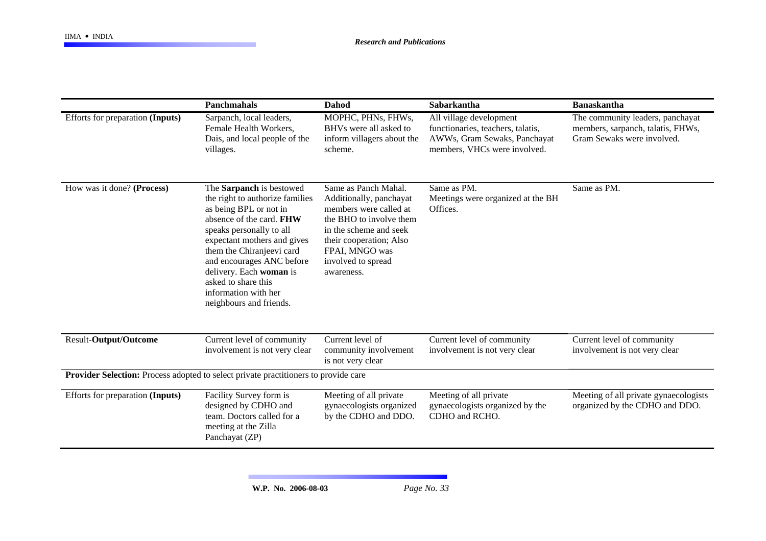| | Panchmahals | Dahod | Sabarkantha | Banaskantha |
|---|---|---|---|---|
| Efforts for preparation **(Inputs)** | Sarpanch, local leaders, Female Health Workers, Dais, and local people of the villages. | MOPHC, PHNs, FHWs, BHVs were all asked to inform villagers about the scheme. | All village development functionaries, teachers, talatis, AWWs, Gram Sewaks, Panchayat members, VHCs were involved. | The community leaders, panchayat members, sarpanch, talatis, FHWs, Gram Sewaks were involved. |
| How was it done? **(Process)** | The **Sarpanch** is bestowed the right to authorize families as being BPL or not in absence of the card. **FHW** speaks personally to all expectant mothers and gives them the Chiranjeevi card and encourages ANC before delivery. Each **woman** is asked to share this information with her neighbours and friends. | Same as Panch Mahal. Additionally, panchayat members were called at the BHO to involve them in the scheme and seek their cooperation; Also FPAI, MNGO was involved to spread awareness. | Same as PM. Meetings were organized at the BH Offices. | Same as PM. |
| Result-**Output/Outcome** | Current level of community involvement is not very clear | Current level of community involvement is not very clear | Current level of community involvement is not very clear | Current level of community involvement is not very clear |
| **Provider Selection:** Process adopted to select private practitioners to provide care | | | | |
| Efforts for preparation **(Inputs)** | Facility Survey form is designed by CDHO and team. Doctors called for a meeting at the Zilla Panchayat (ZP) | Meeting of all private gynaecologists organized by the CDHO and DDO. | Meeting of all private gynaecologists organized by the CDHO and RCHO. | Meeting of all private gynaecologists organized by the CDHO and DDO. |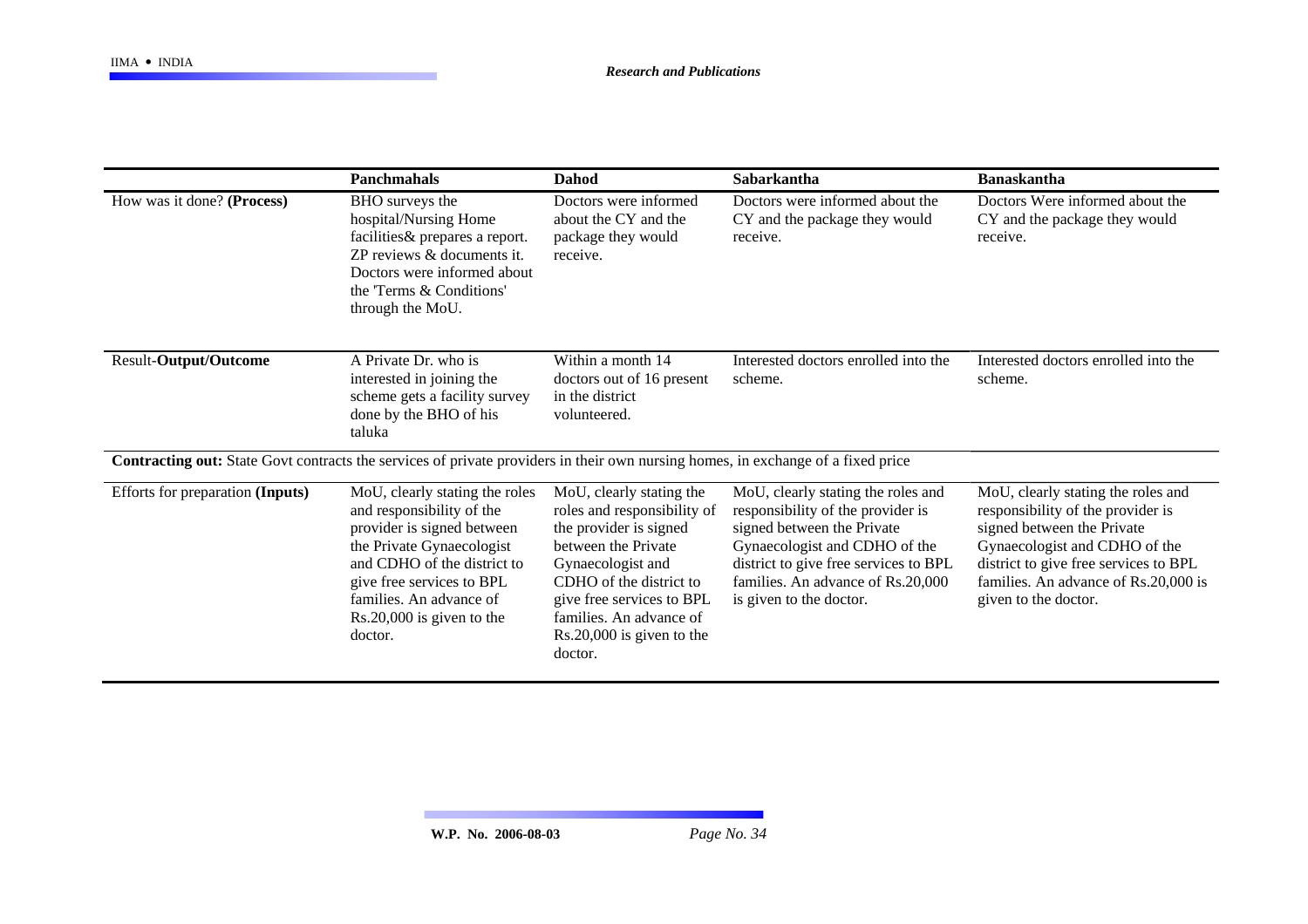| | Panchmahals | Dahod | Sabarkantha | Banaskantha |
|---|---|---|---|---|
| How was it done? **(Process)** | BHO surveys the hospital/Nursing Home facilities& prepares a report. ZP reviews & documents it. Doctors were informed about the 'Terms & Conditions' through the MoU. | Doctors were informed about the CY and the package they would receive. | Doctors were informed about the CY and the package they would receive. | Doctors Were informed about the CY and the package they would receive. |
| Result-**Output/Outcome** | A Private Dr. who is interested in joining the scheme gets a facility survey done by the BHO of his taluka | Within a month 14 doctors out of 16 present in the district volunteered. | Interested doctors enrolled into the scheme. | Interested doctors enrolled into the scheme. |
| **Contracting out:** State Govt contracts the services of private providers in their own nursing homes, in exchange of a fixed price | | | | |
| Efforts for preparation **(Inputs)** | MoU, clearly stating the roles and responsibility of the provider is signed between the Private Gynaecologist and CDHO of the district to give free services to BPL families. An advance of Rs.20,000 is given to the doctor. | MoU, clearly stating the roles and responsibility of the provider is signed between the Private Gynaecologist and CDHO of the district to give free services to BPL families. An advance of Rs.20,000 is given to the doctor. | MoU, clearly stating the roles and responsibility of the provider is signed between the Private Gynaecologist and CDHO of the district to give free services to BPL families. An advance of Rs.20,000 is given to the doctor. | MoU, clearly stating the roles and responsibility of the provider is signed between the Private Gynaecologist and CDHO of the district to give free services to BPL families. An advance of Rs.20,000 is given to the doctor. |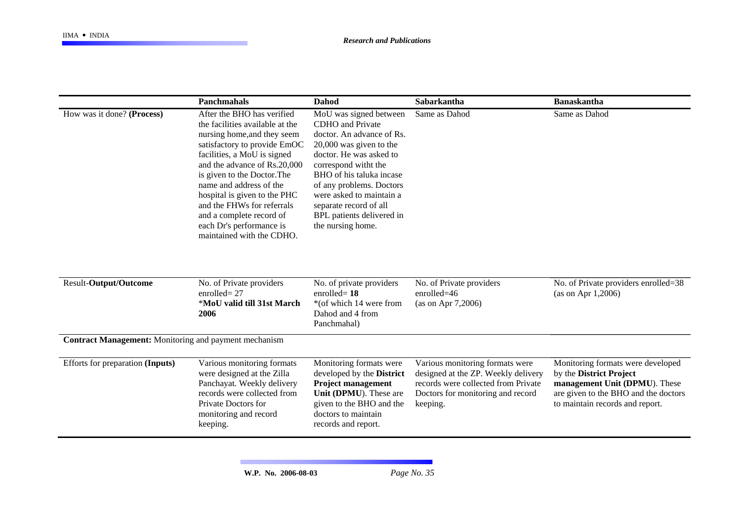| | Panchmahals | Dahod | Sabarkantha | Banaskantha |
|---|---|---|---|---|
| How was it done? **(Process)** | After the BHO has verified the facilities available at the nursing home,and they seem satisfactory to provide EmOC facilities, a MoU is signed and the advance of Rs.20,000 is given to the Doctor.The name and address of the hospital is given to the PHC and the FHWs for referrals and a complete record of each Dr's performance is maintained with the CDHO. | MoU was signed between CDHO and Private doctor. An advance of Rs. 20,000 was given to the doctor. He was asked to correspond witht the BHO of his taluka incase of any problems. Doctors were asked to maintain a separate record of all BPL patients delivered in the nursing home. | Same as Dahod | Same as Dahod |
| Result-**Output/Outcome** | No. of Private providers enrolled= 27 *MoU valid till 31st March 2006* (bold) | No. of private providers enrolled= **18** *(of which 14 were from Dahod and 4 from Panchmahal) | No. of Private providers enrolled=46 (as on Apr 7,2006) | No. of Private providers enrolled=38 (as on Apr 1,2006) |
| **Contract Management:** Monitoring and payment mechanism | | | | |
| Efforts for preparation **(Inputs)** | Various monitoring formats were designed at the Zilla Panchayat. Weekly delivery records were collected from Private Doctors for monitoring and record keeping. | Monitoring formats were developed by the **District Project management Unit (DPMU**). These are given to the BHO and the doctors to maintain records and report. | Various monitoring formats were designed at the ZP. Weekly delivery records were collected from Private Doctors for monitoring and record keeping. | Monitoring formats were developed by the **District Project management Unit (DPMU**). These are given to the BHO and the doctors to maintain records and report. |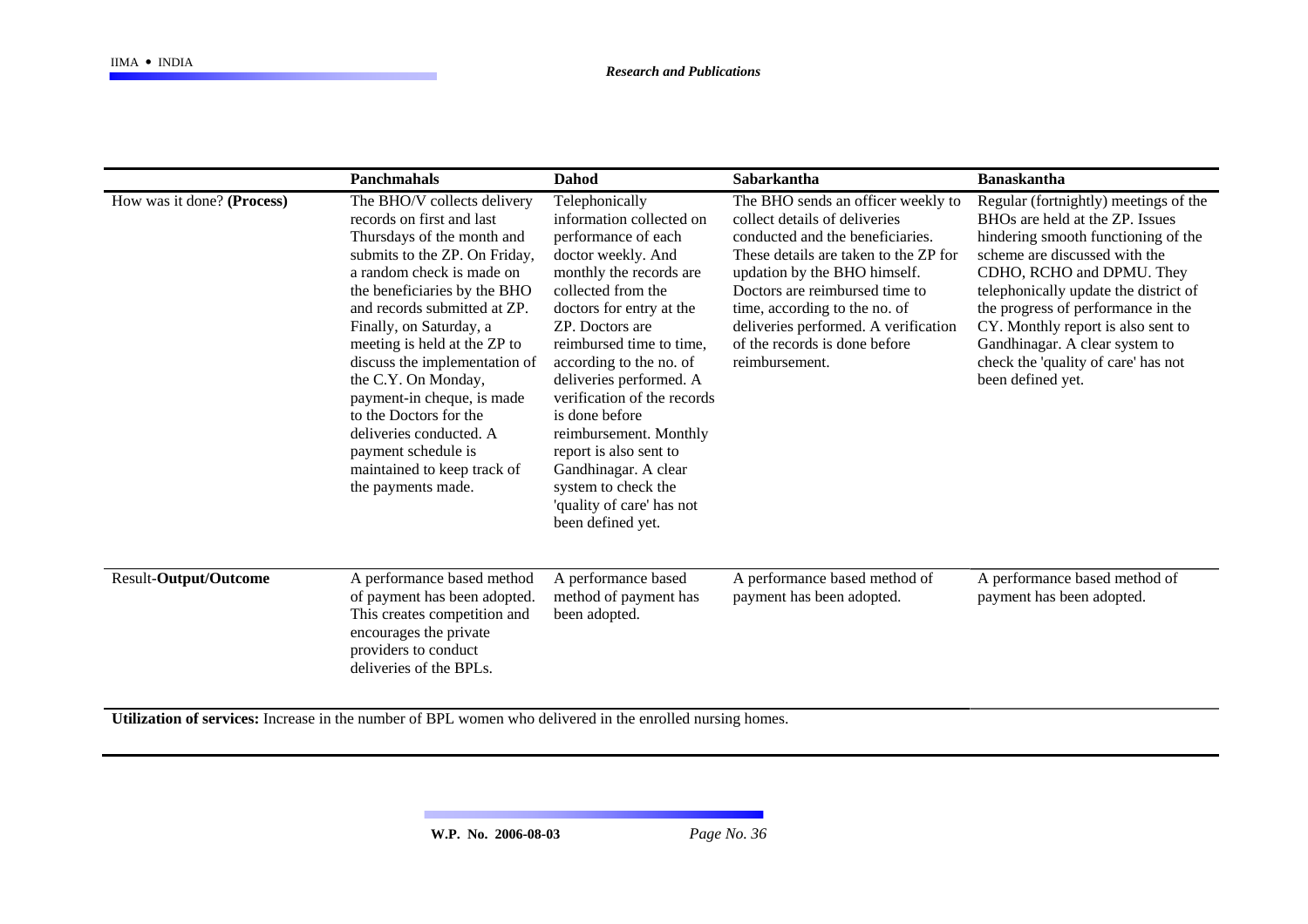| | Panchmahals | Dahod | Sabarkantha | Banaskantha |
|---|---|---|---|---|
| How was it done? **(Process)** | The BHO/V collects delivery records on first and last Thursdays of the month and submits to the ZP. On Friday, a random check is made on the beneficiaries by the BHO and records submitted at ZP. Finally, on Saturday, a meeting is held at the ZP to discuss the implementation of the C.Y. On Monday, payment-in cheque, is made to the Doctors for the deliveries conducted. A payment schedule is maintained to keep track of the payments made. | Telephonically information collected on performance of each doctor weekly. And monthly the records are collected from the doctors for entry at the ZP. Doctors are reimbursed time to time, according to the no. of deliveries performed. A verification of the records is done before reimbursement. Monthly report is also sent to Gandhinagar. A clear system to check the 'quality of care' has not been defined yet. | The BHO sends an officer weekly to collect details of deliveries conducted and the beneficiaries. These details are taken to the ZP for updation by the BHO himself. Doctors are reimbursed time to time, according to the no. of deliveries performed. A verification of the records is done before reimbursement. | Regular (fortnightly) meetings of the BHOs are held at the ZP. Issues hindering smooth functioning of the scheme are discussed with the CDHO, RCHO and DPMU. They telephonically update the district of the progress of performance in the CY. Monthly report is also sent to Gandhinagar. A clear system to check the 'quality of care' has not been defined yet. |
| Result-**Output/Outcome** | A performance based method of payment has been adopted. This creates competition and encourages the private providers to conduct deliveries of the BPLs. | A performance based method of payment has been adopted. | A performance based method of payment has been adopted. | A performance based method of payment has been adopted. |

**Utilization of services:** Increase in the number of BPL women who delivered in the enrolled nursing homes.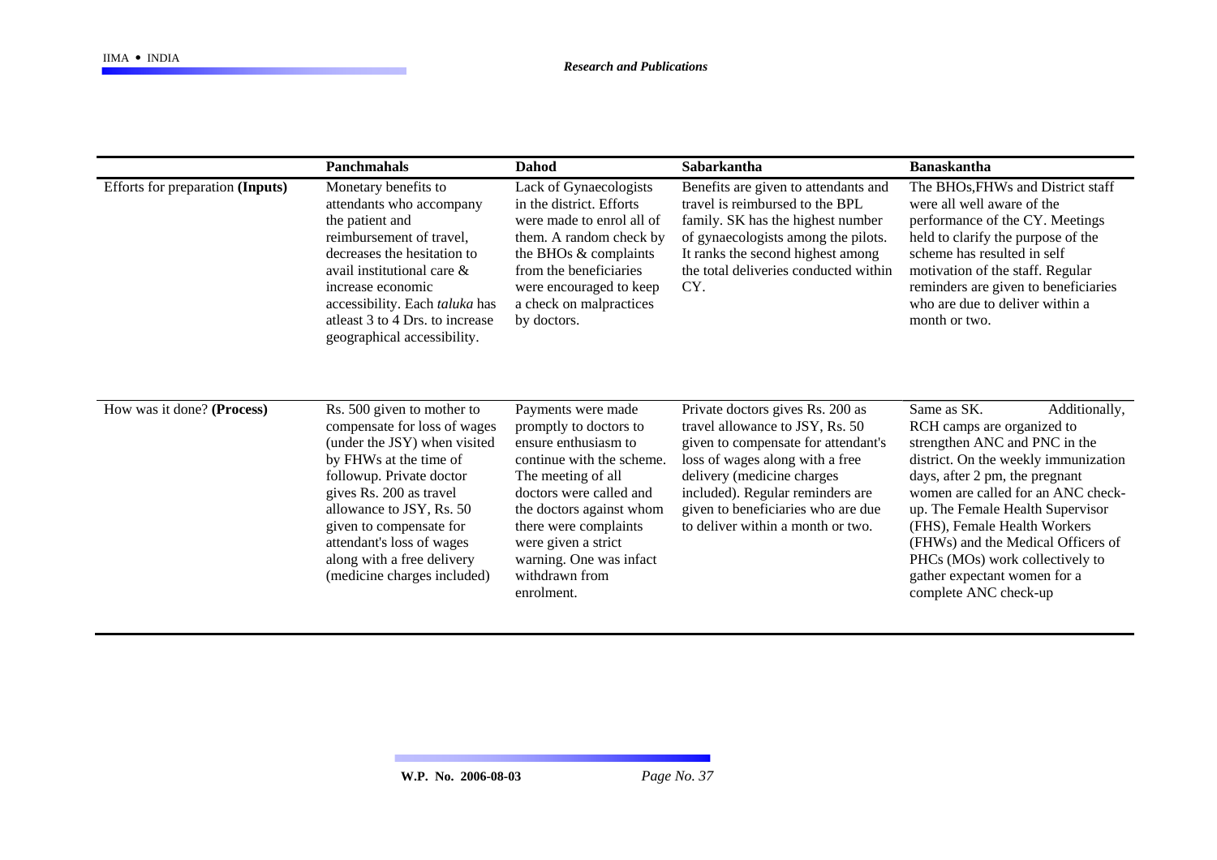| | Panchmahals | Dahod | Sabarkantha | Banaskantha |
|---|---|---|---|---|
| Efforts for preparation **(Inputs)** | Monetary benefits to attendants who accompany the patient and reimbursement of travel, decreases the hesitation to avail institutional care & increase economic accessibility. Each *taluka* has atleast 3 to 4 Drs. to increase geographical accessibility. | Lack of Gynaecologists in the district. Efforts were made to enrol all of them. A random check by the BHOs & complaints from the beneficiaries were encouraged to keep a check on malpractices by doctors. | Benefits are given to attendants and travel is reimbursed to the BPL family. SK has the highest number of gynaecologists among the pilots. It ranks the second highest among the total deliveries conducted within CY. | The BHOs,FHWs and District staff were all well aware of the performance of the CY. Meetings held to clarify the purpose of the scheme has resulted in self motivation of the staff. Regular reminders are given to beneficiaries who are due to deliver within a month or two. |
| How was it done? **(Process)** | Rs. 500 given to mother to compensate for loss of wages (under the JSY) when visited by FHWs at the time of followup. Private doctor gives Rs. 200 as travel allowance to JSY, Rs. 50 given to compensate for attendant's loss of wages along with a free delivery (medicine charges included) | Payments were made promptly to doctors to ensure enthusiasm to continue with the scheme. The meeting of all doctors were called and the doctors against whom there were complaints were given a strict warning. One was infact withdrawn from enrolment. | Private doctors gives Rs. 200 as travel allowance to JSY, Rs. 50 given to compensate for attendant's loss of wages along with a free delivery (medicine charges included). Regular reminders are given to beneficiaries who are due to deliver within a month or two. | Same as SK. Additionally, RCH camps are organized to strengthen ANC and PNC in the district. On the weekly immunization days, after 2 pm, the pregnant women are called for an ANC check-up. The Female Health Supervisor (FHS), Female Health Workers (FHWs) and the Medical Officers of PHCs (MOs) work collectively to gather expectant women for a complete ANC check-up |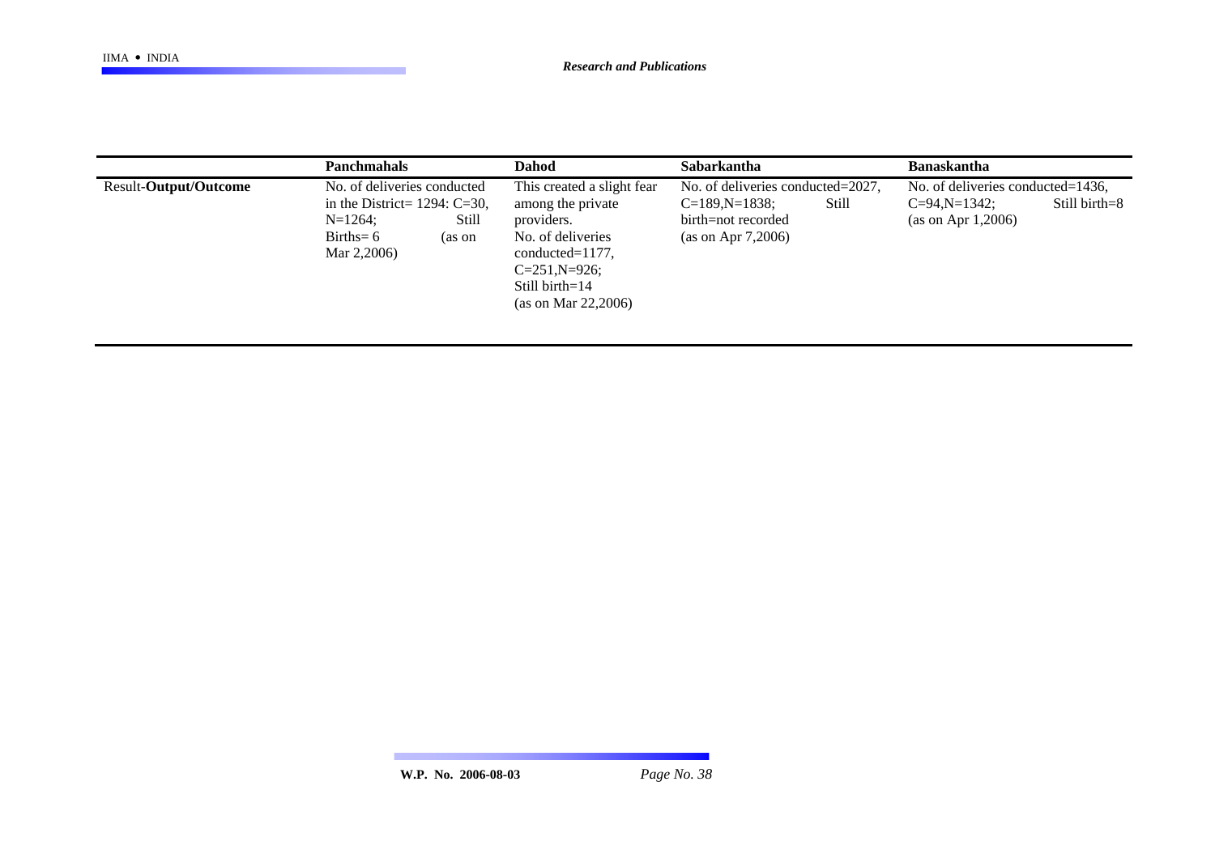| | Panchmahals | Dahod | Sabarkantha | Banaskantha |
|---|---|---|---|---|
| Result-**Output/Outcome** | No. of deliveries conducted in the District= 1294: C=30, N=1264; Still Births= 6 (as on Mar 2,2006) | This created a slight fear among the private providers. No. of deliveries conducted=1177, C=251,N=926; Still birth=14 (as on Mar 22,2006) | No. of deliveries conducted=2027, C=189,N=1838; Still birth=not recorded (as on Apr 7,2006) | No. of deliveries conducted=1436, C=94,N=1342; Still birth=8 (as on Apr 1,2006) |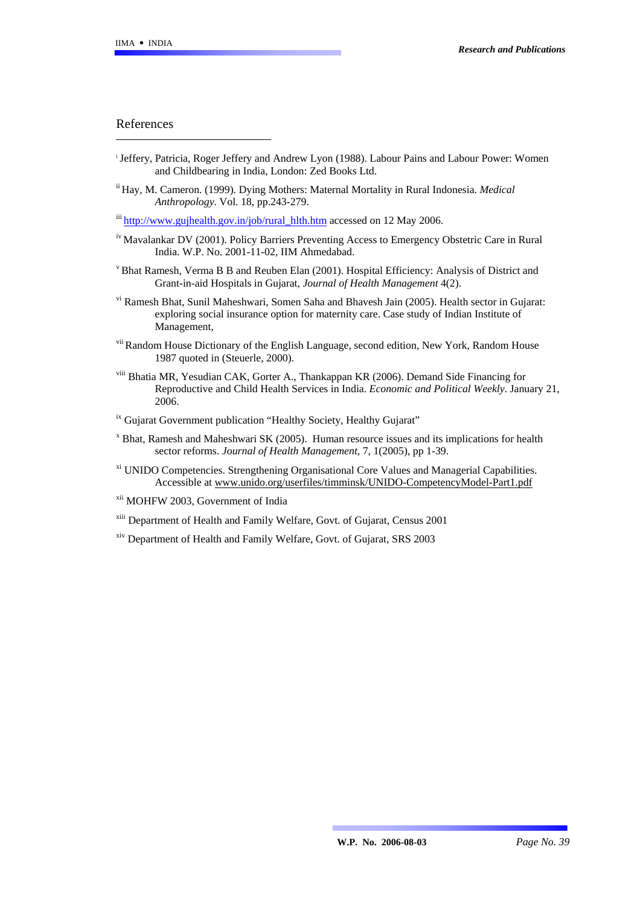## References

[i] Jeffery, Patricia, Roger Jeffery and Andrew Lyon (1988). Labour Pains and Labour Power: Women and Childbearing in India, London: Zed Books Ltd.

[ii] Hay, M. Cameron. (1999). Dying Mothers: Maternal Mortality in Rural Indonesia. *Medical Anthropology*. Vol. 18, pp.243-279.

[iii] http://www.gujhealth.gov.in/job/rural_hlth.htm accessed on 12 May 2006.

[iv] Mavalankar DV (2001). Policy Barriers Preventing Access to Emergency Obstetric Care in Rural India. W.P. No. 2001-11-02, IIM Ahmedabad.

[v] Bhat Ramesh, Verma B B and Reuben Elan (2001). Hospital Efficiency: Analysis of District and Grant-in-aid Hospitals in Gujarat, *Journal of Health Management* 4(2).

[vi] Ramesh Bhat, Sunil Maheshwari, Somen Saha and Bhavesh Jain (2005). Health sector in Gujarat: exploring social insurance option for maternity care. Case study of Indian Institute of Management,

[vii] Random House Dictionary of the English Language, second edition, New York, Random House 1987 quoted in (Steuerle, 2000).

[viii] Bhatia MR, Yesudian CAK, Gorter A., Thankappan KR (2006). Demand Side Financing for Reproductive and Child Health Services in India. *Economic and Political Weekly*. January 21, 2006.

[ix] Gujarat Government publication "Healthy Society, Healthy Gujarat"

[x] Bhat, Ramesh and Maheshwari SK (2005). Human resource issues and its implications for health sector reforms. *Journal of Health Management*, 7, 1(2005), pp 1-39.

[xi] UNIDO Competencies. Strengthening Organisational Core Values and Managerial Capabilities. Accessible at www.unido.org/userfiles/timminsk/UNIDO-CompetencyModel-Part1.pdf

[xii] MOHFW 2003, Government of India

[xiii] Department of Health and Family Welfare, Govt. of Gujarat, Census 2001

[xiv] Department of Health and Family Welfare, Govt. of Gujarat, SRS 2003